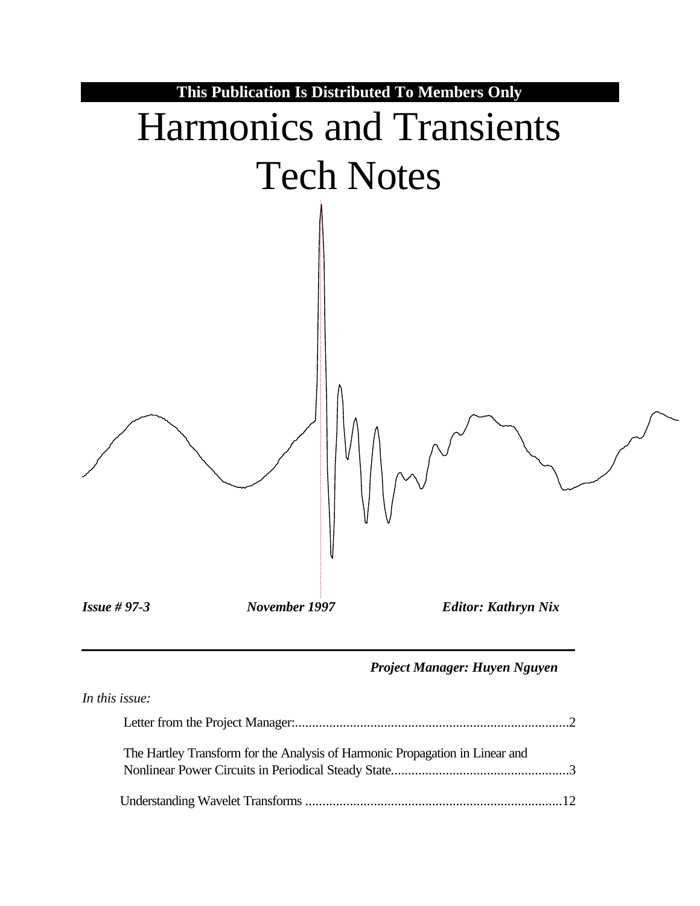**This Publication Is Distributed To Members Only**

# Harmonics and Transients Tech Notes

***Issue # 97-3*** ***November 1997*** ***Editor: Kathryn Nix***

***Project Manager: Huyen Nguyen***

*In this issue:*

Letter from the Project Manager:................................................................................2

The Hartley Transform for the Analysis of Harmonic Propagation in Linear and Nonlinear Power Circuits in Periodical Steady State...................................................3

Understanding Wavelet Transforms ...........................................................................12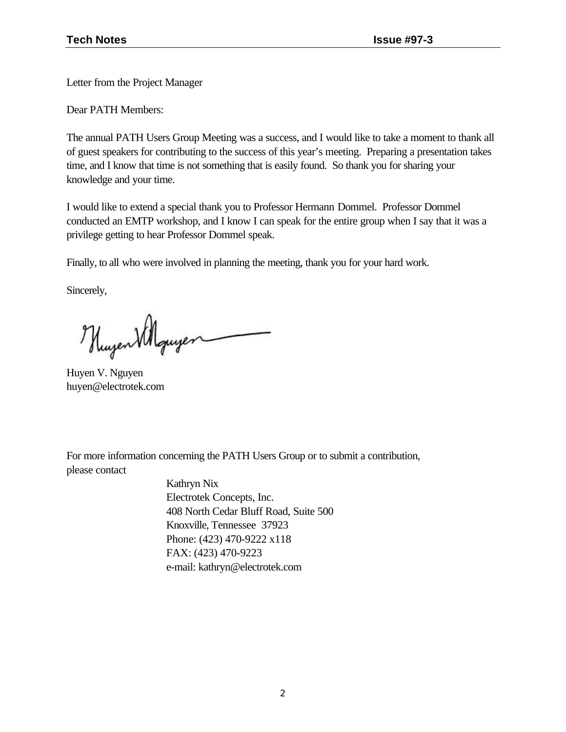Letter from the Project Manager

Dear PATH Members:

The annual PATH Users Group Meeting was a success, and I would like to take a moment to thank all of guest speakers for contributing to the success of this year's meeting. Preparing a presentation takes time, and I know that time is not something that is easily found. So thank you for sharing your knowledge and your time.

I would like to extend a special thank you to Professor Hermann Dommel. Professor Dommel conducted an EMTP workshop, and I know I can speak for the entire group when I say that it was a privilege getting to hear Professor Dommel speak.

Finally, to all who were involved in planning the meeting, thank you for your hard work.

Sincerely,

Huyen V. Nguyen
huyen@electrotek.com

For more information concerning the PATH Users Group or to submit a contribution, please contact

Kathryn Nix
Electrotek Concepts, Inc.
408 North Cedar Bluff Road, Suite 500
Knoxville, Tennessee 37923
Phone: (423) 470-9222 x118
FAX: (423) 470-9223
e-mail: kathryn@electrotek.com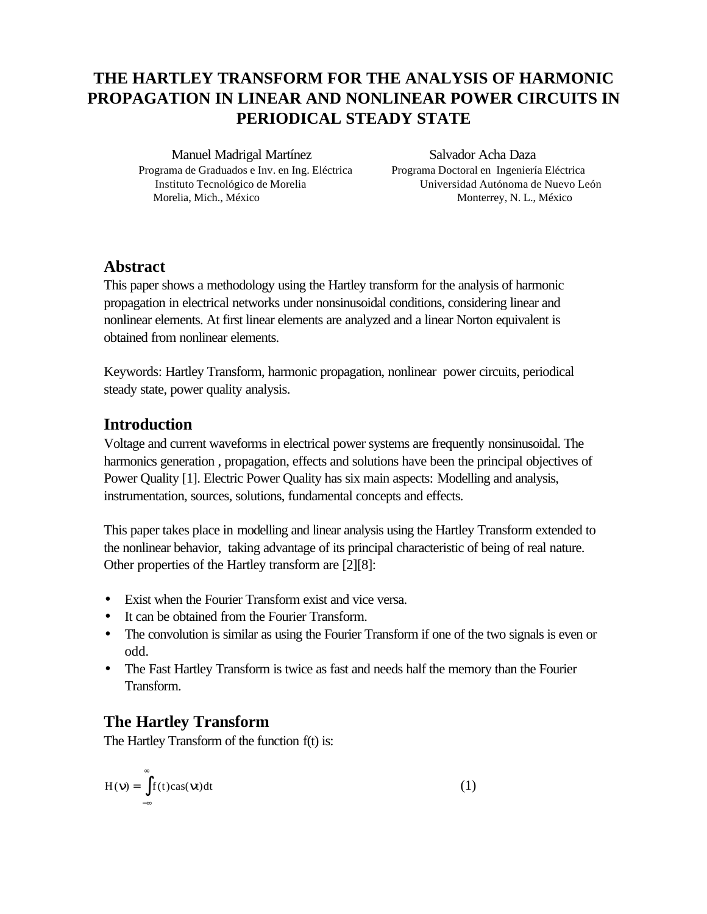# THE HARTLEY TRANSFORM FOR THE ANALYSIS OF HARMONIC PROPAGATION IN LINEAR AND NONLINEAR POWER CIRCUITS IN PERIODICAL STEADY STATE

Manuel Madrigal Martínez
Programa de Graduados e Inv. en Ing. Eléctrica
Instituto Tecnológico de Morelia
Morelia, Mich., México

Salvador Acha Daza
Programa Doctoral en Ingeniería Eléctrica
Universidad Autónoma de Nuevo León
Monterrey, N. L., México

## Abstract

This paper shows a methodology using the Hartley transform for the analysis of harmonic propagation in electrical networks under nonsinusoidal conditions, considering linear and nonlinear elements. At first linear elements are analyzed and a linear Norton equivalent is obtained from nonlinear elements.

Keywords: Hartley Transform, harmonic propagation, nonlinear power circuits, periodical steady state, power quality analysis.

## Introduction

Voltage and current waveforms in electrical power systems are frequently nonsinusoidal. The harmonics generation , propagation, effects and solutions have been the principal objectives of Power Quality [1]. Electric Power Quality has six main aspects: Modelling and analysis, instrumentation, sources, solutions, fundamental concepts and effects.

This paper takes place in modelling and linear analysis using the Hartley Transform extended to the nonlinear behavior, taking advantage of its principal characteristic of being of real nature. Other properties of the Hartley transform are [2][8]:

- Exist when the Fourier Transform exist and vice versa.
- It can be obtained from the Fourier Transform.
- The convolution is similar as using the Fourier Transform if one of the two signals is even or odd.
- The Fast Hartley Transform is twice as fast and needs half the memory than the Fourier Transform.

## The Hartley Transform

The Hartley Transform of the function f(t) is:

$$H(\nu) = \int_{-\infty}^{\infty} f(t)\,\mathrm{cas}(\nu t)\,dt \qquad (1)$$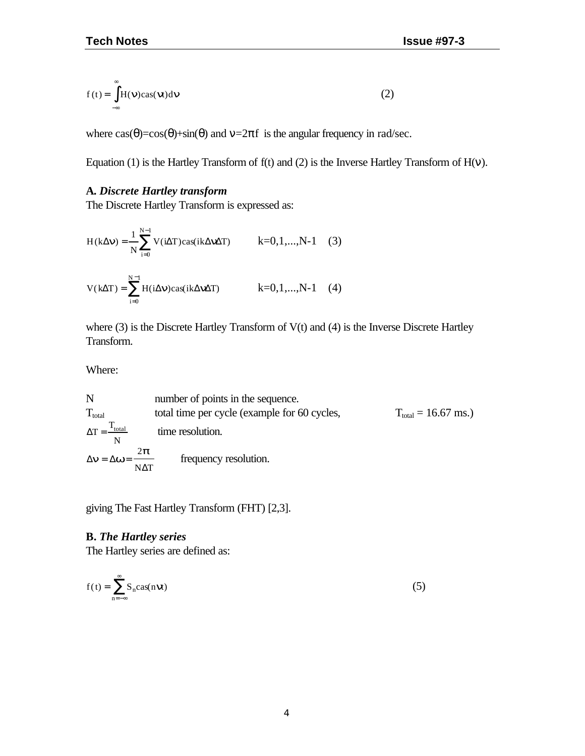$$f(t) = \int_{-\infty}^{\infty} H(\nu)\text{cas}(\nu t)d\nu \qquad (2)$$

where $\text{cas}(\theta)=\cos(\theta)+\sin(\theta)$ and $\nu=2\pi f$ is the angular frequency in rad/sec.

Equation (1) is the Hartley Transform of f(t) and (2) is the Inverse Hartley Transform of $H(\nu)$.

**A.** ***Discrete Hartley transform***

The Discrete Hartley Transform is expressed as:

$$H(k\Delta\nu) = \frac{1}{N}\sum_{i=0}^{N-1} V(i\Delta T)\text{cas}(ik\Delta\nu\Delta T) \qquad k=0,1,...,N-1 \quad (3)$$

$$V(k\Delta T) = \sum_{i=0}^{N-1} H(i\Delta\nu)\text{cas}(ik\Delta\nu\Delta T) \qquad k=0,1,...,N-1 \quad (4)$$

where (3) is the Discrete Hartley Transform of V(t) and (4) is the Inverse Discrete Hartley Transform.

Where:

N number of points in the sequence.

$T_{total}$ total time per cycle (example for 60 cycles, $T_{total}$ = 16.67 ms.)

$\Delta T = \frac{T_{total}}{N}$ time resolution.

$\Delta\nu = \Delta\omega = \frac{2\pi}{N\Delta T}$ frequency resolution.

giving The Fast Hartley Transform (FHT) [2,3].

**B.** ***The Hartley series***

The Hartley series are defined as:

$$f(t) = \sum_{n=-\infty}^{\infty} S_n\text{cas}(n\nu t) \qquad (5)$$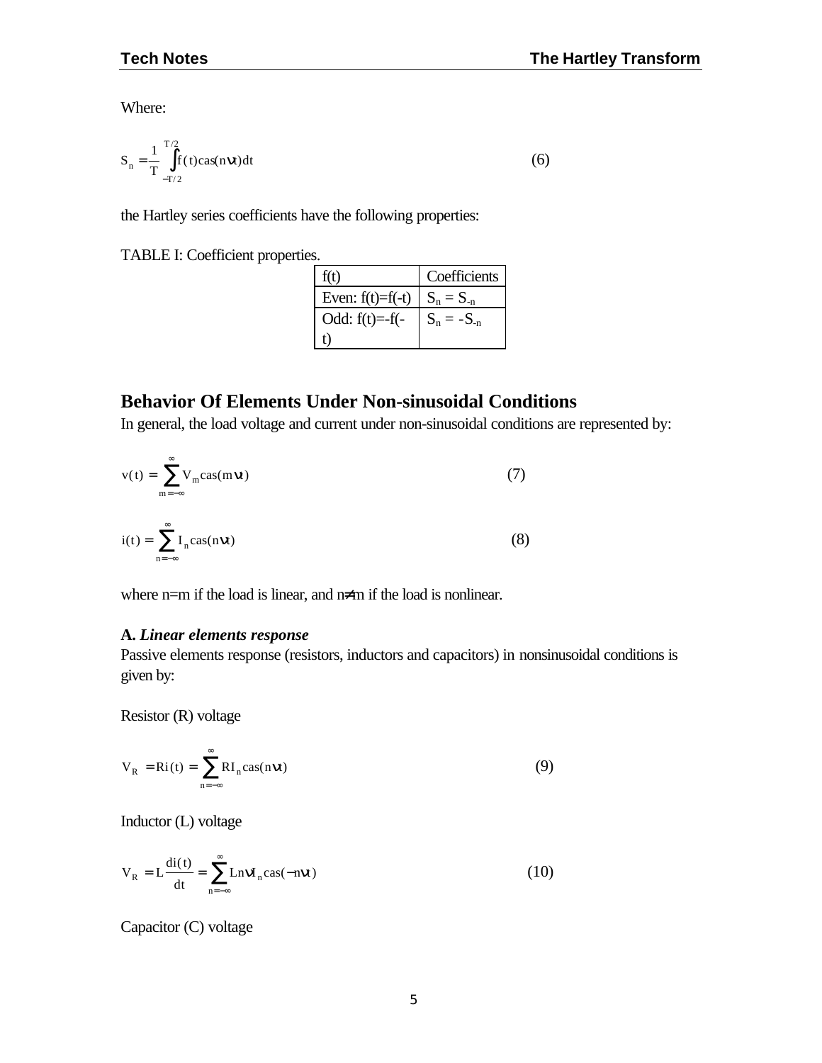Where:

$$S_n = \frac{1}{T}\int_{-T/2}^{T/2} f(t)\text{cas}(n\nu t)dt \tag{6}$$

the Hartley series coefficients have the following properties:

TABLE I: Coefficient properties.

| f(t) | Coefficients |
|---|---|
| Even: f(t)=f(-t) | $S_n = S_{-n}$ |
| Odd: f(t)=-f(-t) | $S_n = -S_{-n}$ |

## Behavior Of Elements Under Non-sinusoidal Conditions

In general, the load voltage and current under non-sinusoidal conditions are represented by:

$$v(t) = \sum_{m=-\infty}^{\infty} V_m \text{cas}(m\nu t) \tag{7}$$

$$i(t) = \sum_{n=-\infty}^{\infty} I_n \text{cas}(n\nu t) \tag{8}$$

where n=m if the load is linear, and n≠m if the load is nonlinear.

### A. *Linear elements response*

Passive elements response (resistors, inductors and capacitors) in nonsinusoidal conditions is given by:

Resistor (R) voltage

$$V_R = Ri(t) = \sum_{n=-\infty}^{\infty} RI_n \text{cas}(n\nu t) \tag{9}$$

Inductor (L) voltage

$$V_R = L\frac{di(t)}{dt} = \sum_{n=-\infty}^{\infty} Ln\nu I_n \text{cas}(-n\nu t) \tag{10}$$

Capacitor (C) voltage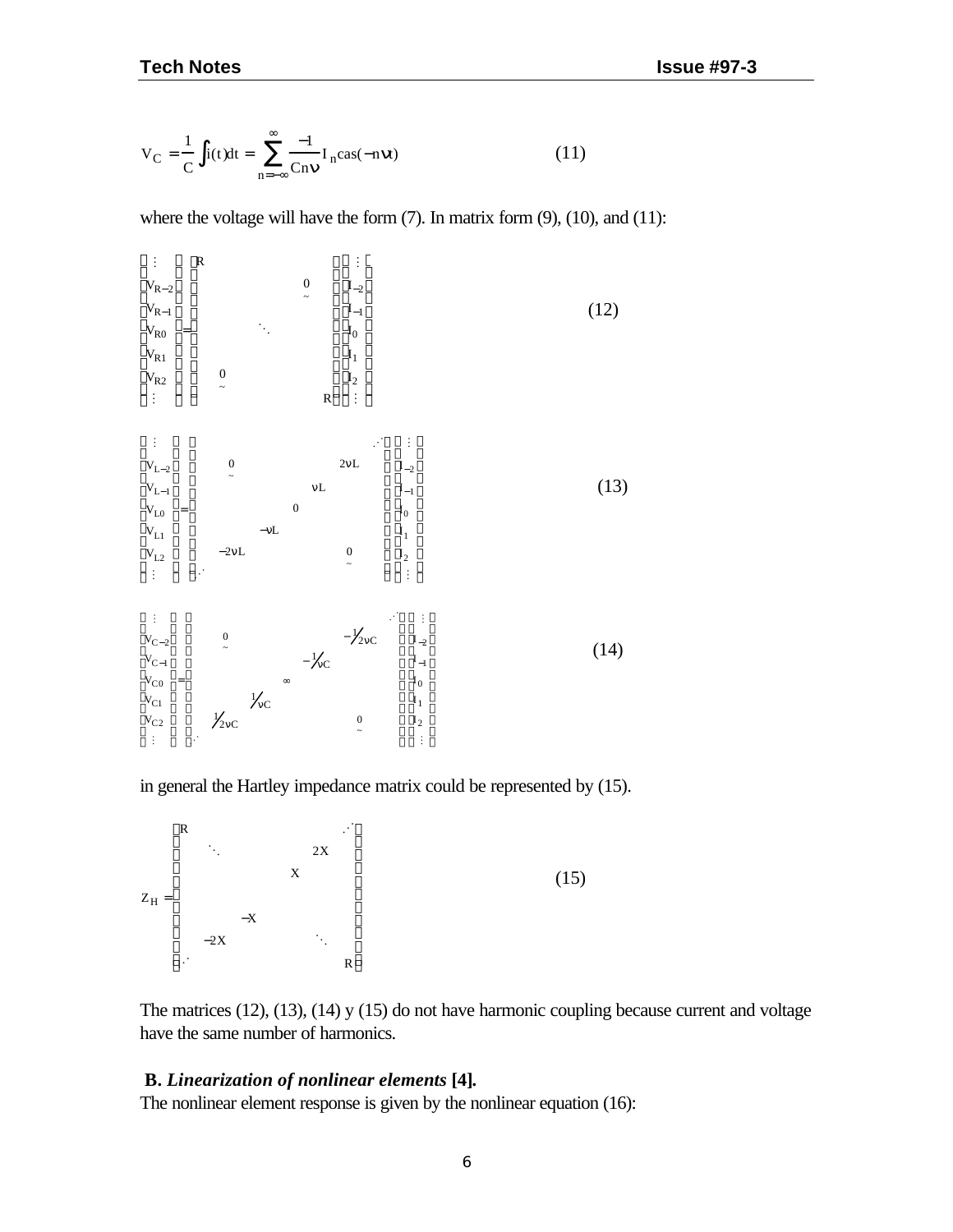$$V_C = \frac{1}{C}\int i(t)dt = \sum_{n=-\infty}^{\infty} \frac{-1}{Cn\nu} I_n cas(-n\nu t) \tag{11}$$

where the voltage will have the form (7). In matrix form (9), (10), and (11):

$$\begin{bmatrix} \vdots \\ V_{R-2} \\ V_{R-1} \\ V_{R0} \\ V_{R1} \\ V_{R2} \\ \vdots \end{bmatrix} = \begin{bmatrix} R & & & & \\ & & & \underset{\sim}{0} & \\ & & \ddots & & \\ & \underset{\sim}{0} & & & \\ & & & & R \end{bmatrix} \begin{bmatrix} \vdots \\ I_{-2} \\ I_{-1} \\ I_0 \\ I_1 \\ I_2 \\ \vdots \end{bmatrix} \tag{12}$$

$$\begin{bmatrix} \vdots \\ V_{L-2} \\ V_{L-1} \\ V_{L0} \\ V_{L1} \\ V_{L2} \\ \vdots \end{bmatrix} = \begin{bmatrix} & & & & & \cdot^{\cdot^{\cdot}} \\ & \underset{\sim}{0} & & & 2\nu L & \\ & & & \nu L & & \\ & & 0 & & & \\ & & -\nu L & & & \\ & -2\nu L & & & \underset{\sim}{0} & \\ \cdot^{\cdot^{\cdot}} & & & & & \end{bmatrix} \begin{bmatrix} \vdots \\ I_{-2} \\ I_{-1} \\ I_0 \\ I_1 \\ I_2 \\ \vdots \end{bmatrix} \tag{13}$$

$$\begin{bmatrix} \vdots \\ V_{C-2} \\ V_{C-1} \\ V_{C0} \\ V_{C1} \\ V_{C2} \\ \vdots \end{bmatrix} = \begin{bmatrix} & & & & & \cdot^{\cdot^{\cdot}} \\ & \underset{\sim}{0} & & & -\frac{1}{2\nu C} & \\ & & & -\frac{1}{\nu C} & & \\ & & \infty & & & \\ & & \frac{1}{\nu C} & & & \\ & \frac{1}{2\nu C} & & & \underset{\sim}{0} & \\ \cdot^{\cdot^{\cdot}} & & & & & \end{bmatrix} \begin{bmatrix} \vdots \\ I_{-2} \\ I_{-1} \\ I_0 \\ I_1 \\ I_2 \\ \vdots \end{bmatrix} \tag{14}$$

in general the Hartley impedance matrix could be represented by (15).

$$Z_H = \begin{bmatrix} R & & & & & \cdot^{\cdot^{\cdot}} \\ & \ddots & & & 2X & \\ & & & X & & \\ & & & & & \\ & & -X & & & \\ & -2X & & & \ddots & \\ \cdot^{\cdot^{\cdot}} & & & & & R \end{bmatrix} \tag{15}$$

The matrices (12), (13), (14) y (15) do not have harmonic coupling because current and voltage have the same number of harmonics.

**B. *Linearization of nonlinear elements* [4].**

The nonlinear element response is given by the nonlinear equation (16):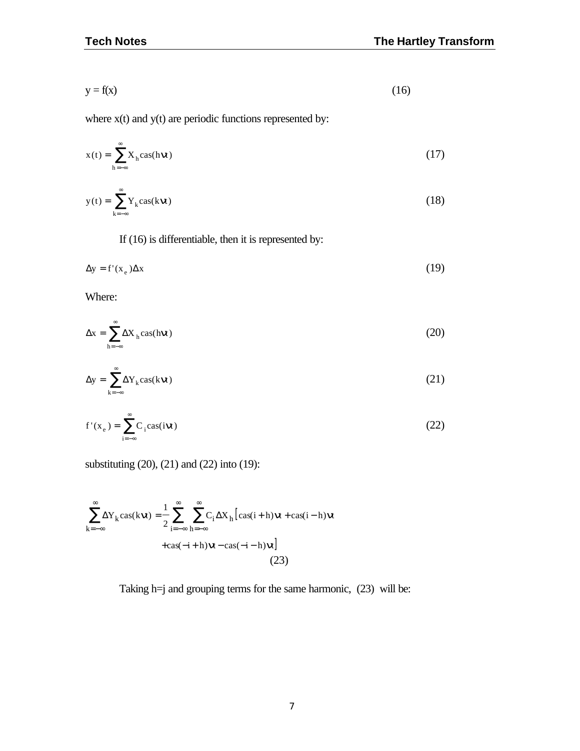$$y = f(x) \tag{16}$$

where x(t) and y(t) are periodic functions represented by:

$$x(t) = \sum_{h=-\infty}^{\infty} X_h \operatorname{cas}(h\nu t) \tag{17}$$

$$y(t) = \sum_{k=-\infty}^{\infty} Y_k \operatorname{cas}(k\nu t) \tag{18}$$

If (16) is differentiable, then it is represented by:

$$\Delta y = f'(x_e)\Delta x \tag{19}$$

Where:

$$\Delta x = \sum_{h=-\infty}^{\infty} \Delta X_h \operatorname{cas}(h\nu t) \tag{20}$$

$$\Delta y = \sum_{k=-\infty}^{\infty} \Delta Y_k \operatorname{cas}(k\nu t) \tag{21}$$

$$f'(x_e) = \sum_{i=-\infty}^{\infty} C_i \operatorname{cas}(i\nu t) \tag{22}$$

substituting (20), (21) and (22) into (19):

$$\sum_{k=-\infty}^{\infty} \Delta Y_k \operatorname{cas}(k\nu t) = \frac{1}{2}\sum_{i=-\infty}^{\infty}\sum_{h=-\infty}^{\infty} C_i \Delta X_h \left[\operatorname{cas}(i+h)\nu t + \operatorname{cas}(i-h)\nu t + \operatorname{cas}(-i+h)\nu t - \operatorname{cas}(-i-h)\nu t\right] \tag{23}$$

Taking h=j and grouping terms for the same harmonic, (23) will be: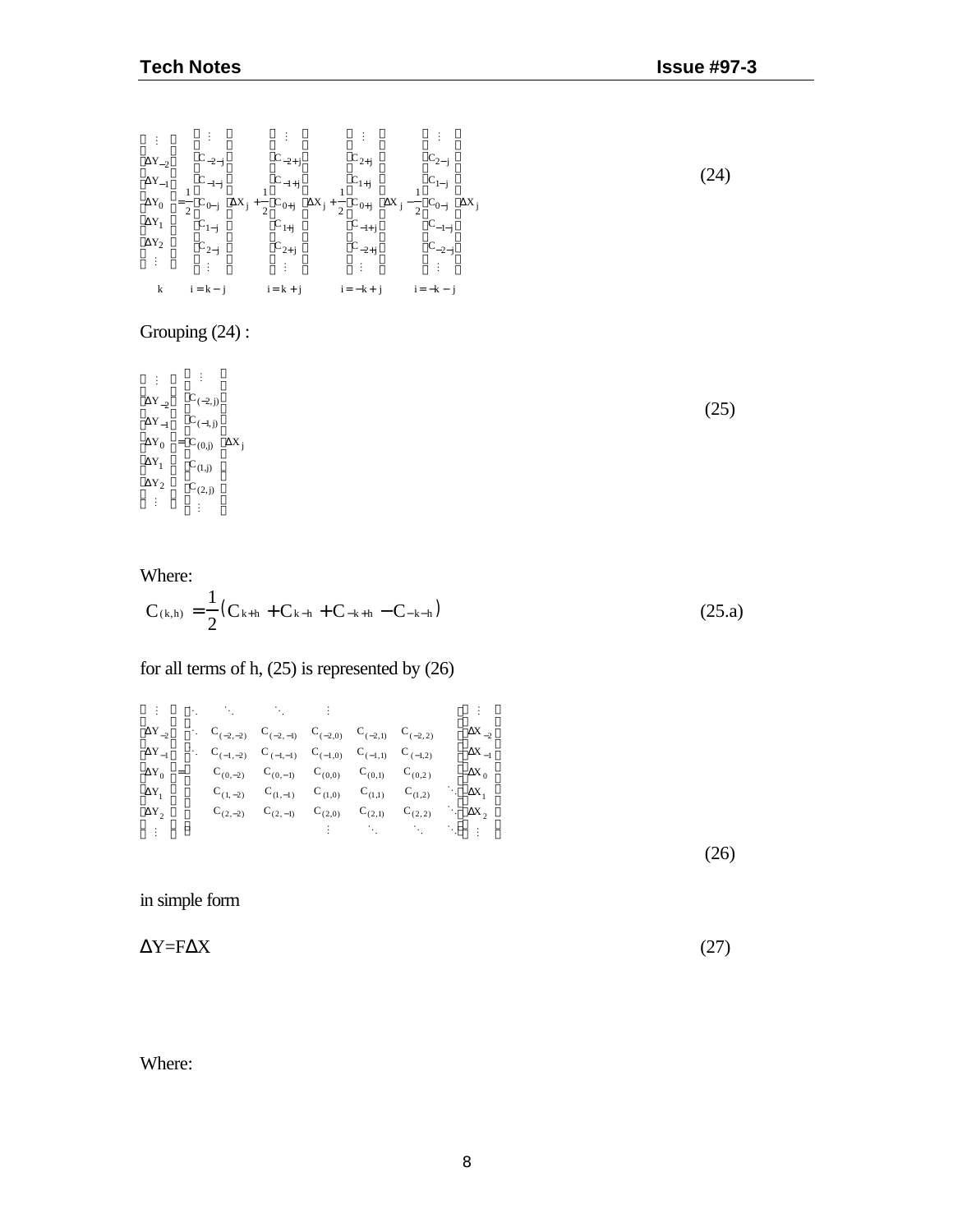$$
\begin{bmatrix} \vdots \\ \Delta Y_{-2} \\ \Delta Y_{-1} \\ \Delta Y_0 \\ \Delta Y_1 \\ \Delta Y_2 \\ \vdots \end{bmatrix}_k = \frac{1}{2}\begin{bmatrix} \vdots \\ C_{-2-j} \\ C_{-1-j} \\ C_{0-j} \\ C_{1-j} \\ C_{2-j} \\ \vdots \end{bmatrix}_{i=k-j} \Delta X_j + \frac{1}{2}\begin{bmatrix} \vdots \\ C_{-2+j} \\ C_{-1+j} \\ C_{0+j} \\ C_{1+j} \\ C_{2+j} \\ \vdots \end{bmatrix}_{i=k+j} \Delta X_j + \frac{1}{2}\begin{bmatrix} \vdots \\ C_{2+j} \\ C_{1+j} \\ C_{0+j} \\ C_{-1+j} \\ C_{-2+j} \\ \vdots \end{bmatrix}_{i=-k+j} \Delta X_j - \frac{1}{2}\begin{bmatrix} \vdots \\ C_{2-j} \\ C_{1-j} \\ C_{0-j} \\ C_{-1-j} \\ C_{-2-j} \\ \vdots \end{bmatrix}_{i=-k-j} \Delta X_j \tag{24}
$$

Grouping (24) :

$$
\begin{bmatrix} \vdots \\ \Delta Y_{-2} \\ \Delta Y_{-1} \\ \Delta Y_0 \\ \Delta Y_1 \\ \Delta Y_2 \\ \vdots \end{bmatrix} = \begin{bmatrix} \vdots \\ C_{(-2,j)} \\ C_{(-1,j)} \\ C_{(0,j)} \\ C_{(1,j)} \\ C_{(2,j)} \\ \vdots \end{bmatrix} \Delta X_j \tag{25}
$$

Where:

$$
C_{(k,h)} = \frac{1}{2}\left(C_{k+h} + C_{k-h} + C_{-k+h} - C_{-k-h}\right) \tag{25.a}
$$

for all terms of h, (25) is represented by (26)

$$
\begin{bmatrix} \vdots \\ \Delta Y_{-2} \\ \Delta Y_{-1} \\ \Delta Y_0 \\ \Delta Y_1 \\ \Delta Y_2 \\ \vdots \end{bmatrix} = \begin{bmatrix} \ddots & \ddots & \ddots & \vdots & & & \\ \ddots & C_{(-2,-2)} & C_{(-2,-1)} & C_{(-2,0)} & C_{(-2,1)} & C_{(-2,2)} & \\ \ddots & C_{(-1,-2)} & C_{(-1,-1)} & C_{(-1,0)} & C_{(-1,1)} & C_{(-1,2)} & \\ & C_{(0,-2)} & C_{(0,-1)} & C_{(0,0)} & C_{(0,1)} & C_{(0,2)} & \\ & C_{(1,-2)} & C_{(1,-1)} & C_{(1,0)} & C_{(1,1)} & C_{(1,2)} & \ddots \\ & C_{(2,-2)} & C_{(2,-1)} & C_{(2,0)} & C_{(2,1)} & C_{(2,2)} & \ddots \\ & & & \vdots & \ddots & \ddots & \ddots \end{bmatrix} \begin{bmatrix} \vdots \\ \Delta X_{-2} \\ \Delta X_{-1} \\ \Delta X_0 \\ \Delta X_1 \\ \Delta X_2 \\ \vdots \end{bmatrix} \tag{26}
$$

in simple form

$$
\Delta Y = F \Delta X \tag{27}
$$

Where: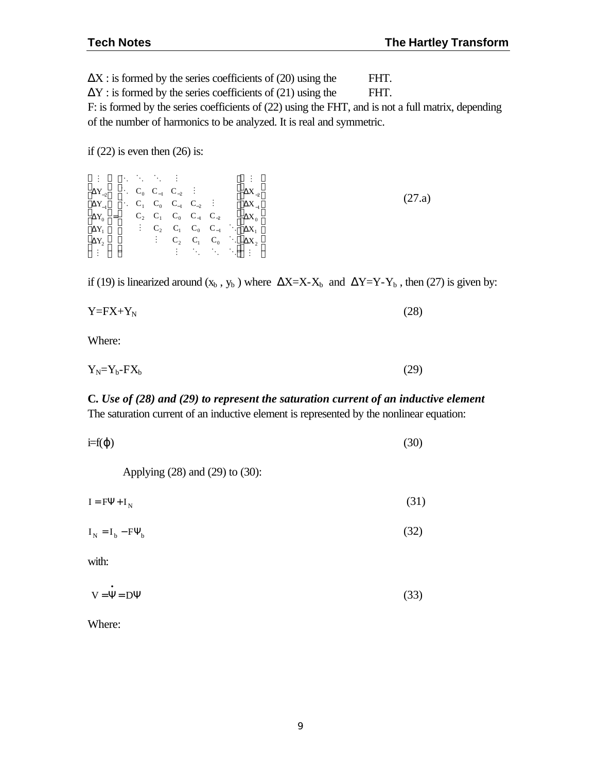$\Delta X$ : is formed by the series coefficients of (20) using the FHT.
$\Delta Y$ : is formed by the series coefficients of (21) using the FHT.
F: is formed by the series coefficients of (22) using the FHT, and is not a full matrix, depending of the number of harmonics to be analyzed. It is real and symmetric.

if (22) is even then (26) is:

$$
\begin{bmatrix} \vdots \\ \Delta Y_{-2} \\ \Delta Y_{-1} \\ \Delta Y_0 \\ \Delta Y_1 \\ \Delta Y_2 \\ \vdots \end{bmatrix} = \begin{bmatrix} \ddots & \ddots & \ddots & \vdots & & & \\ \ddots & C_0 & C_{-1} & C_{-2} & \vdots & & \\ \ddots & C_1 & C_0 & C_{-1} & C_{-2} & \vdots & \\ & C_2 & C_1 & C_0 & C_{-1} & C_{-2} & \\ & \vdots & C_2 & C_1 & C_0 & C_{-1} & \ddots \\ & & \vdots & C_2 & C_1 & C_0 & \ddots \\ & & & \vdots & \ddots & \ddots & \ddots \end{bmatrix} \begin{bmatrix} \vdots \\ \Delta X_{-2} \\ \Delta X_{-1} \\ \Delta X_0 \\ \Delta X_1 \\ \Delta X_2 \\ \vdots \end{bmatrix} \tag{27.a}
$$

if (19) is linearized around ($x_b$ , $y_b$ ) where $\Delta X=X-X_b$ and $\Delta Y=Y-Y_b$ , then (27) is given by:

$$Y=FX+Y_N \tag{28}$$

Where:

$$Y_N=Y_b-FX_b \tag{29}$$

**C.** ***Use of (28) and (29) to represent the saturation current of an inductive element***

The saturation current of an inductive element is represented by the nonlinear equation:

$$i=f(\varphi) \tag{30}$$

Applying (28) and (29) to (30):

$$I=F\Psi+I_N \tag{31}$$

$$I_N=I_b-F\Psi_b \tag{32}$$

with:

$$V=\dot{\Psi}=D\Psi \tag{33}$$

Where: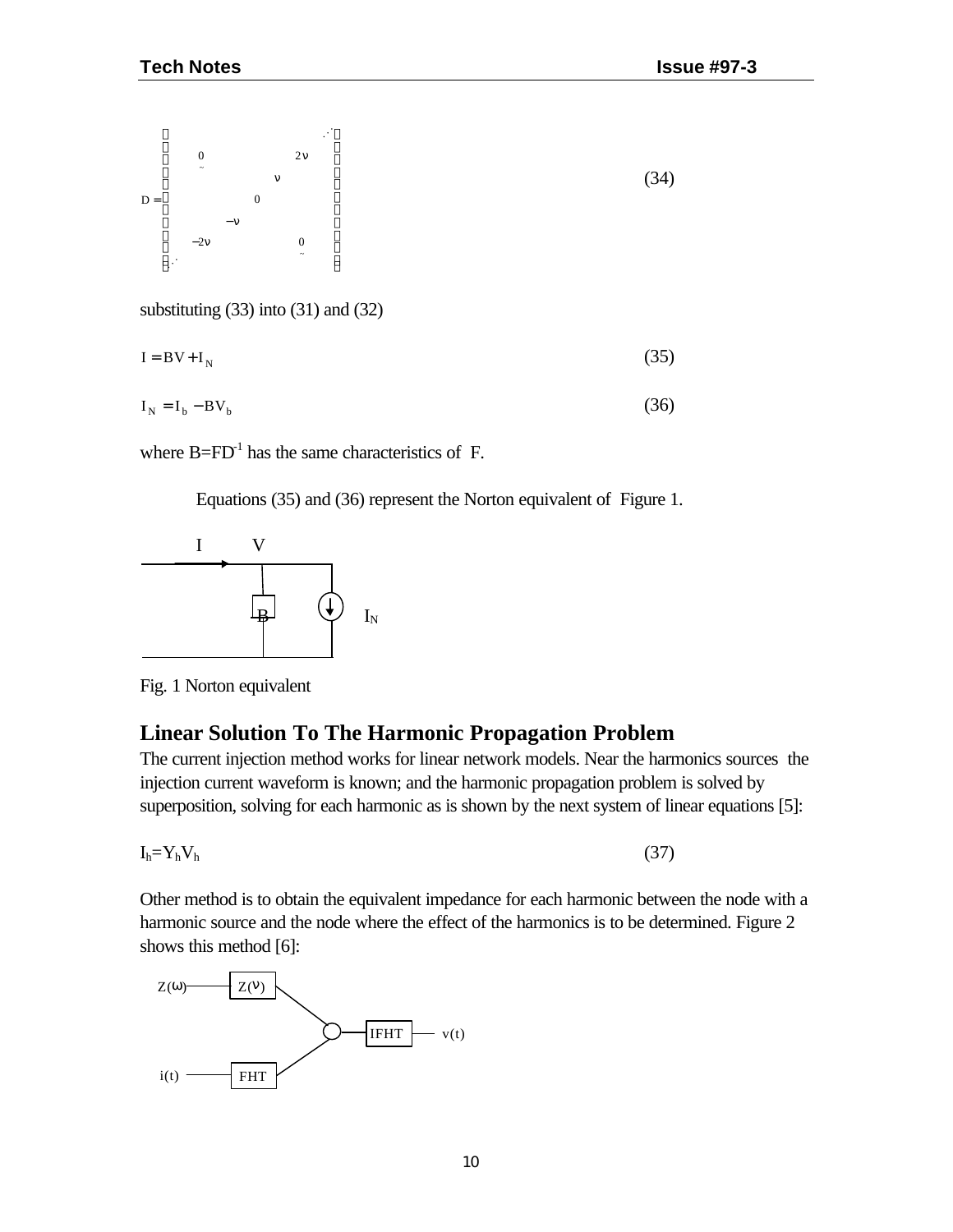$$
D = \begin{bmatrix} \ddots & & & & & & \\ & 0 & & & & 2\nu & \\ & & & & \nu & & \\ & & & 0 & & & \\ & & -\nu & & & & \\ & -2\nu & & & & 0 & \\ & & & & & & \ddots \end{bmatrix} \tag{34}
$$

substituting (33) into (31) and (32)

$$
I = BV + I_N \tag{35}
$$

$$
I_N = I_b - BV_b \tag{36}
$$

where $B=FD^{-1}$ has the same characteristics of F.

Equations (35) and (36) represent the Norton equivalent of Figure 1.

Fig. 1 Norton equivalent

## Linear Solution To The Harmonic Propagation Problem

The current injection method works for linear network models. Near the harmonics sources the injection current waveform is known; and the harmonic propagation problem is solved by superposition, solving for each harmonic as is shown by the next system of linear equations [5]:

$$
I_h = Y_h V_h \tag{37}
$$

Other method is to obtain the equivalent impedance for each harmonic between the node with a harmonic source and the node where the effect of the harmonics is to be determined. Figure 2 shows this method [6]: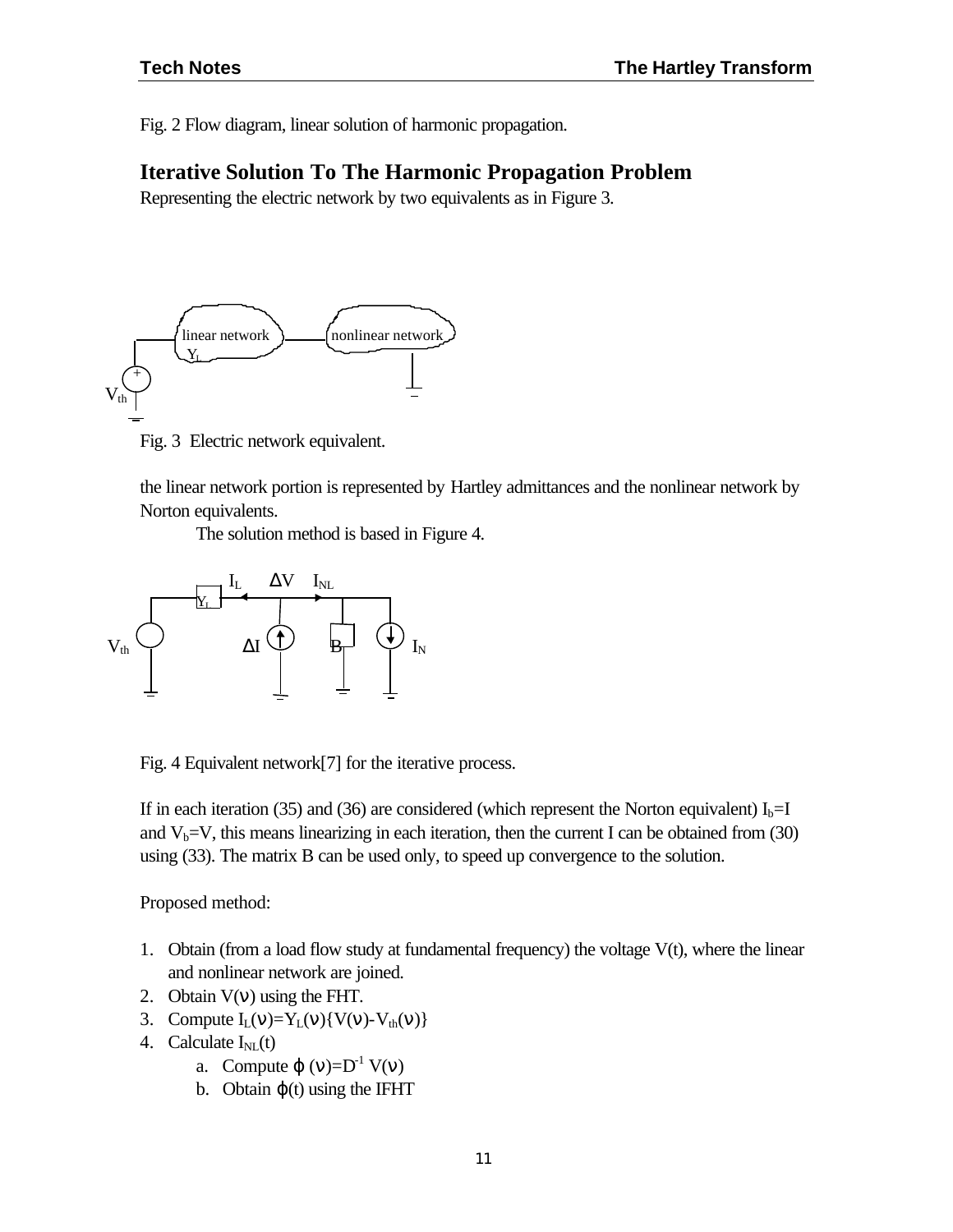Fig. 2 Flow diagram, linear solution of harmonic propagation.

## Iterative Solution To The Harmonic Propagation Problem

Representing the electric network by two equivalents as in Figure 3.

Fig. 3 Electric network equivalent.

the linear network portion is represented by Hartley admittances and the nonlinear network by Norton equivalents.

The solution method is based in Figure 4.

Fig. 4 Equivalent network[7] for the iterative process.

If in each iteration (35) and (36) are considered (which represent the Norton equivalent) $I_b$=I and $V_b$=V, this means linearizing in each iteration, then the current I can be obtained from (30) using (33). The matrix B can be used only, to speed up convergence to the solution.

Proposed method:

1. Obtain (from a load flow study at fundamental frequency) the voltage V(t), where the linear and nonlinear network are joined.
2. Obtain $V(\nu)$ using the FHT.
3. Compute $I_L(\nu)=Y_L(\nu)\{V(\nu)-V_{th}(\nu)\}$
4. Calculate $I_{NL}(t)$
   a. Compute $\varphi(\nu)=D^{-1}V(\nu)$
   b. Obtain $\varphi(t)$ using the IFHT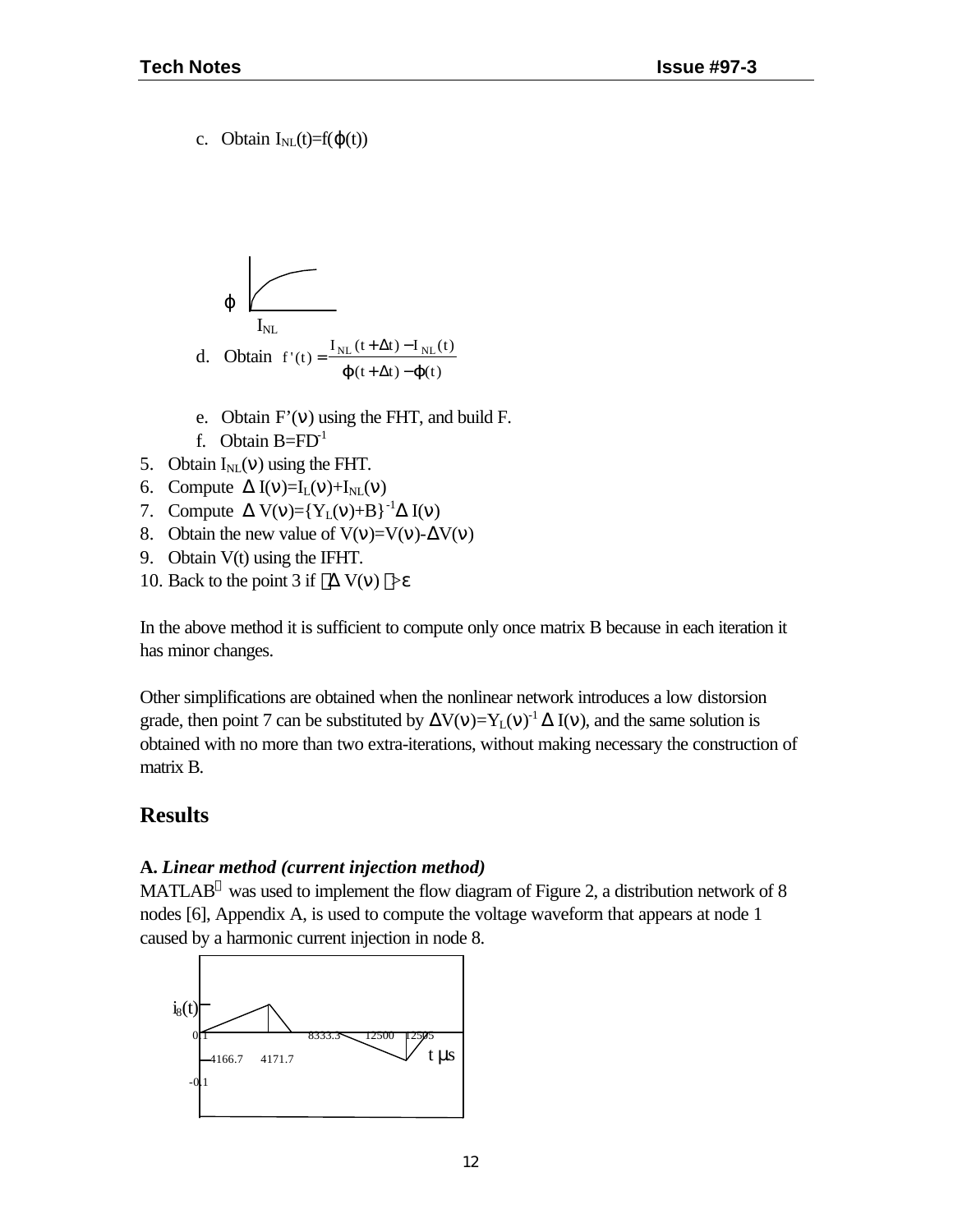c. Obtain $I_{NL}(t)=f(\varphi(t))$

$\varphi$

$I_{NL}$

d. Obtain $f'(t)=\dfrac{I_{NL}(t+\Delta t)-I_{NL}(t)}{\varphi(t+\Delta t)-\varphi(t)}$

e. Obtain $F'(\nu)$ using the FHT, and build F.

f. Obtain $B=FD^{-1}$

5. Obtain $I_{NL}(\nu)$ using the FHT.
6. Compute $\Delta I(\nu)=I_L(\nu)+I_{NL}(\nu)$
7. Compute $\Delta V(\nu)=\{Y_L(\nu)+B\}^{-1}\Delta I(\nu)$
8. Obtain the new value of $V(\nu)=V(\nu)-\Delta V(\nu)$
9. Obtain V(t) using the IFHT.
10. Back to the point 3 if $|\Delta V(\nu)|>\varepsilon$

In the above method it is sufficient to compute only once matrix B because in each iteration it has minor changes.

Other simplifications are obtained when the nonlinear network introduces a low distorsion grade, then point 7 can be substituted by $\Delta V(\nu)=Y_L(\nu)^{-1}\Delta I(\nu)$, and the same solution is obtained with no more than two extra-iterations, without making necessary the construction of matrix B.

## Results

**A.** ***Linear method (current injection method)***

MATLAB® was used to implement the flow diagram of Figure 2, a distribution network of 8 nodes [6], Appendix A, is used to compute the voltage waveform that appears at node 1 caused by a harmonic current injection in node 8.

$i_8(t)$

0.1 8333.3 12500 12505

4166.7 4171.7 t µs

-0.1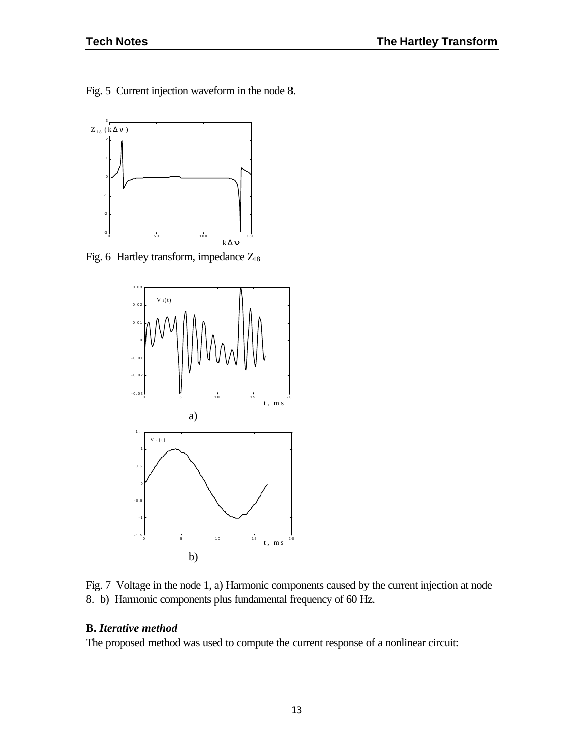Fig. 5 Current injection waveform in the node 8.

Fig. 6 Hartley transform, impedance $Z_{18}$

a)

b)

Fig. 7 Voltage in the node 1, a) Harmonic components caused by the current injection at node 8. b) Harmonic components plus fundamental frequency of 60 Hz.

**B.** ***Iterative method***

The proposed method was used to compute the current response of a nonlinear circuit: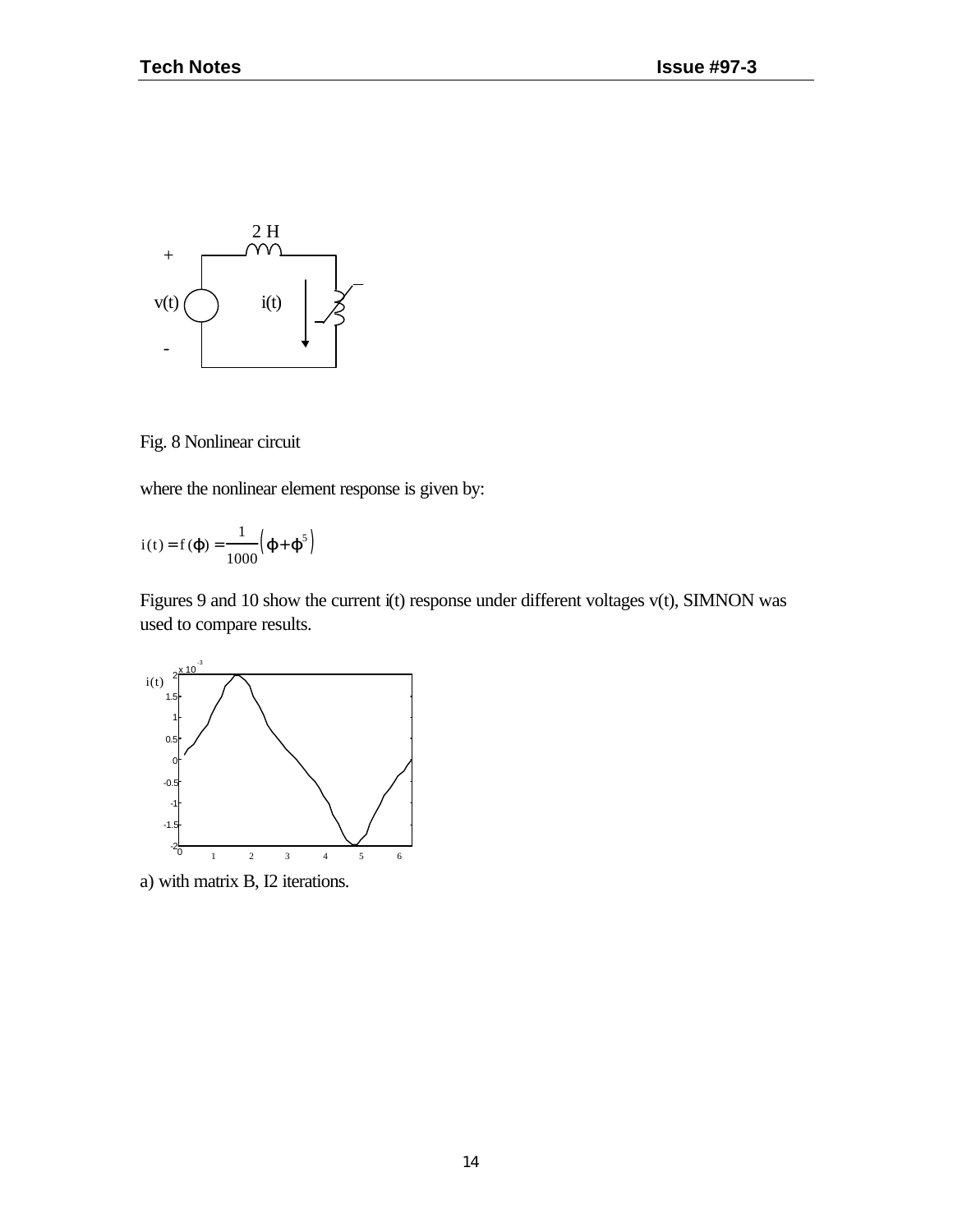Fig. 8 Nonlinear circuit

where the nonlinear element response is given by:

$$i(t) = f(\varphi) = \frac{1}{1000}\left(\varphi + \varphi^5\right)$$

Figures 9 and 10 show the current i(t) response under different voltages v(t), SIMNON was used to compare results.

a) with matrix B, I2 iterations.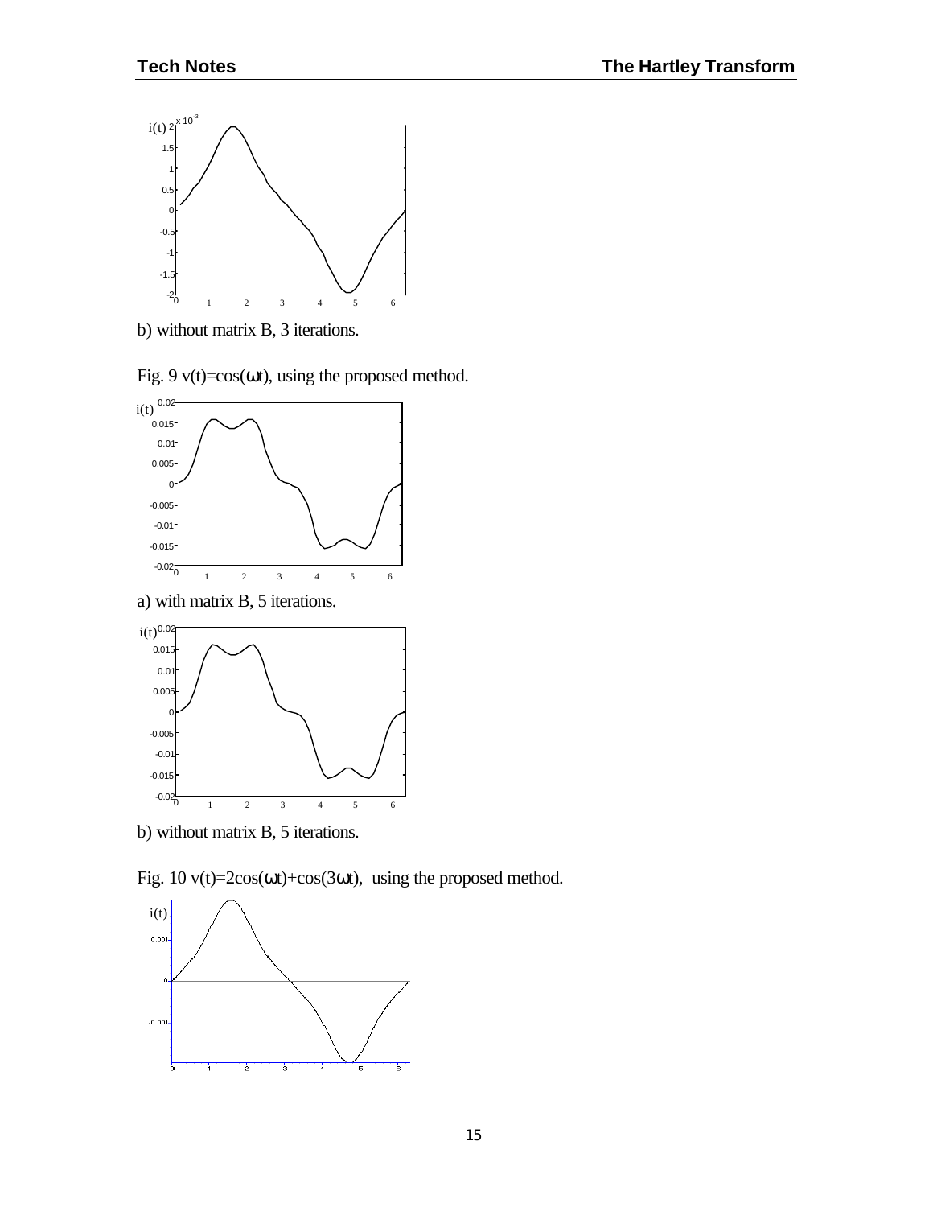b) without matrix B, 3 iterations.

Fig. 9 $v(t)=\cos(\omega t)$, using the proposed method.

a) with matrix B, 5 iterations.

b) without matrix B, 5 iterations.

Fig. 10 $v(t)=2\cos(\omega t)+\cos(3\omega t)$, using the proposed method.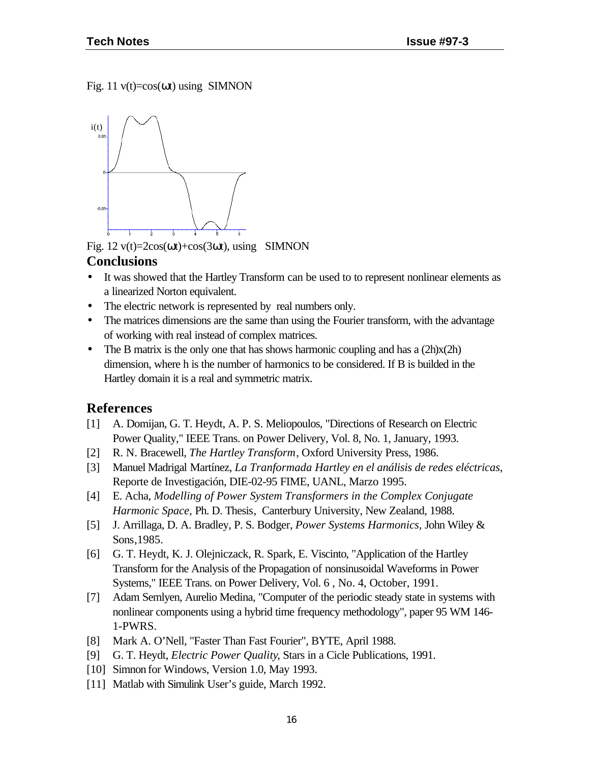Fig. 11 v(t)=cos(ωt) using SIMNON

Fig. 12 v(t)=2cos(ωt)+cos(3ωt), using SIMNON

## Conclusions

- It was showed that the Hartley Transform can be used to to represent nonlinear elements as a linearized Norton equivalent.
- The electric network is represented by real numbers only.
- The matrices dimensions are the same than using the Fourier transform, with the advantage of working with real instead of complex matrices.
- The B matrix is the only one that has shows harmonic coupling and has a (2h)x(2h) dimension, where h is the number of harmonics to be considered. If B is builded in the Hartley domain it is a real and symmetric matrix.

## References

[1] A. Domijan, G. T. Heydt, A. P. S. Meliopoulos, "Directions of Research on Electric Power Quality," IEEE Trans. on Power Delivery, Vol. 8, No. 1, January, 1993.

[2] R. N. Bracewell, *The Hartley Transform*, Oxford University Press, 1986.

[3] Manuel Madrigal Martínez, *La Tranformada Hartley en el análisis de redes eléctricas*, Reporte de Investigación, DIE-02-95 FIME, UANL, Marzo 1995.

[4] E. Acha, *Modelling of Power System Transformers in the Complex Conjugate Harmonic Space*, Ph. D. Thesis, Canterbury University, New Zealand, 1988.

[5] J. Arrillaga, D. A. Bradley, P. S. Bodger, *Power Systems Harmonics*, John Wiley & Sons,1985.

[6] G. T. Heydt, K. J. Olejniczack, R. Spark, E. Viscinto, "Application of the Hartley Transform for the Analysis of the Propagation of nonsinusoidal Waveforms in Power Systems," IEEE Trans. on Power Delivery, Vol. 6 , No. 4, October, 1991.

[7] Adam Semlyen, Aurelio Medina, "Computer of the periodic steady state in systems with nonlinear components using a hybrid time frequency methodology", paper 95 WM 146-1-PWRS.

[8] Mark A. O'Nell, "Faster Than Fast Fourier", BYTE, April 1988.

[9] G. T. Heydt, *Electric Power Quality*, Stars in a Cicle Publications, 1991.

[10] Simnon for Windows, Version 1.0, May 1993.

[11] Matlab with Simulink User's guide, March 1992.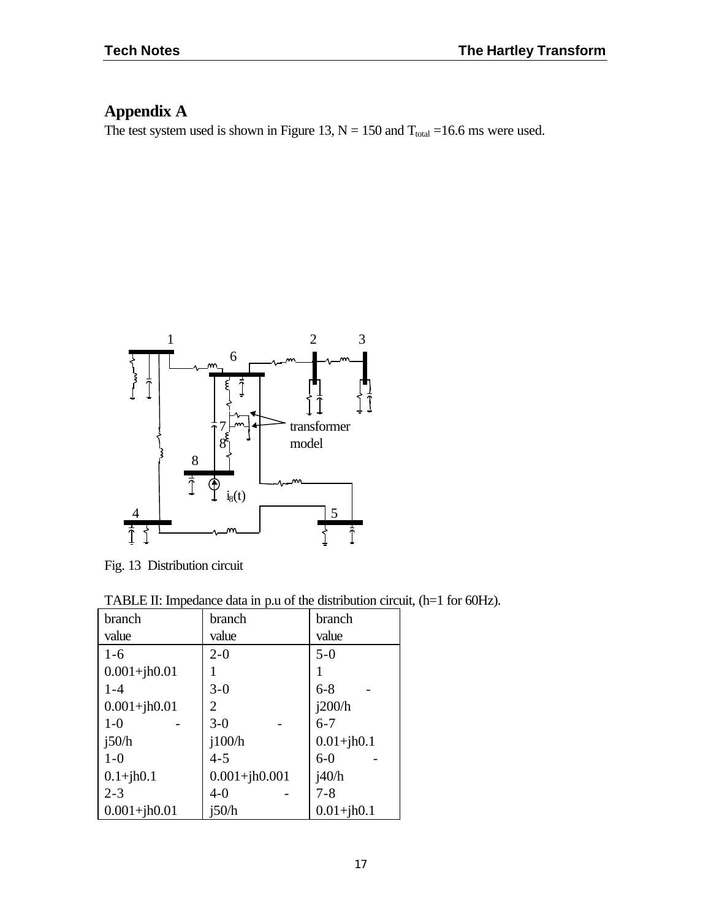# Appendix A

The test system used is shown in Figure 13, $N = 150$ and $T_{total} = 16.6$ ms were used.

Fig. 13 Distribution circuit

TABLE II: Impedance data in p.u of the distribution circuit, (h=1 for 60Hz).

| branch | value | branch | value | branch | value |
|---|---|---|---|---|---|
| 1-6 | 0.001+jh0.01 | 2-0 | 1 | 5-0 | 1 |
| 1-4 | 0.001+jh0.01 | 3-0 | 2 | 6-8 | -j200/h |
| 1-0 | -j50/h | 3-0 | -j100/h | 6-7 | 0.01+jh0.1 |
| 1-0 | 0.1+jh0.1 | 4-5 | 0.001+jh0.001 | 6-0 | -j40/h |
| 2-3 | 0.001+jh0.01 | 4-0 | -j50/h | 7-8 | 0.01+jh0.1 |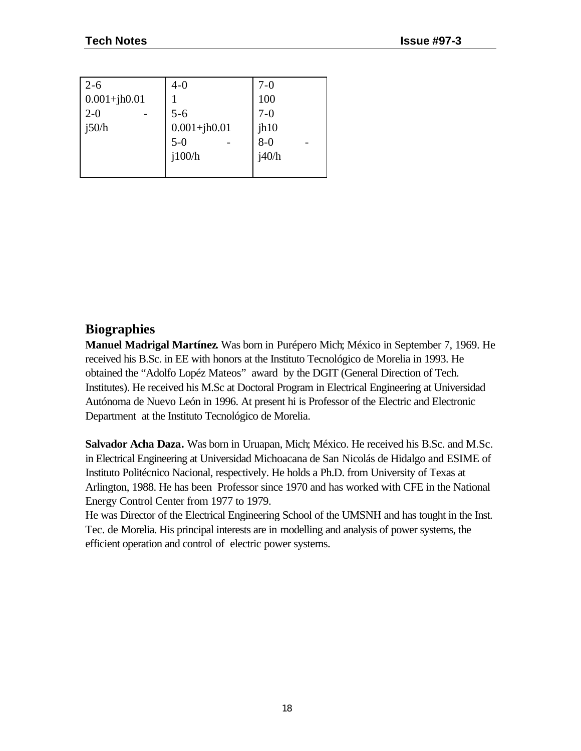| 2-6 | 4-0 | 7-0 |
|---|---|---|
| 0.001+jh0.01 | 1 | 100 |
| 2-0 - | 5-6 | 7-0 |
| j50/h | 0.001+jh0.01 | jh10 |
| | 5-0 - | 8-0 - |
| | j100/h | j40/h |

## Biographies

**Manuel Madrigal Martínez.** Was born in Purépero Mich; México in September 7, 1969. He received his B.Sc. in EE with honors at the Instituto Tecnológico de Morelia in 1993. He obtained the "Adolfo Lopéz Mateos" award by the DGIT (General Direction of Tech. Institutes). He received his M.Sc at Doctoral Program in Electrical Engineering at Universidad Autónoma de Nuevo León in 1996. At present hi is Professor of the Electric and Electronic Department at the Instituto Tecnológico de Morelia.

**Salvador Acha Daza.** Was born in Uruapan, Mich; México. He received his B.Sc. and M.Sc. in Electrical Engineering at Universidad Michoacana de San Nicolás de Hidalgo and ESIME of Instituto Politécnico Nacional, respectively. He holds a Ph.D. from University of Texas at Arlington, 1988. He has been Professor since 1970 and has worked with CFE in the National Energy Control Center from 1977 to 1979.
He was Director of the Electrical Engineering School of the UMSNH and has tought in the Inst. Tec. de Morelia. His principal interests are in modelling and analysis of power systems, the efficient operation and control of electric power systems.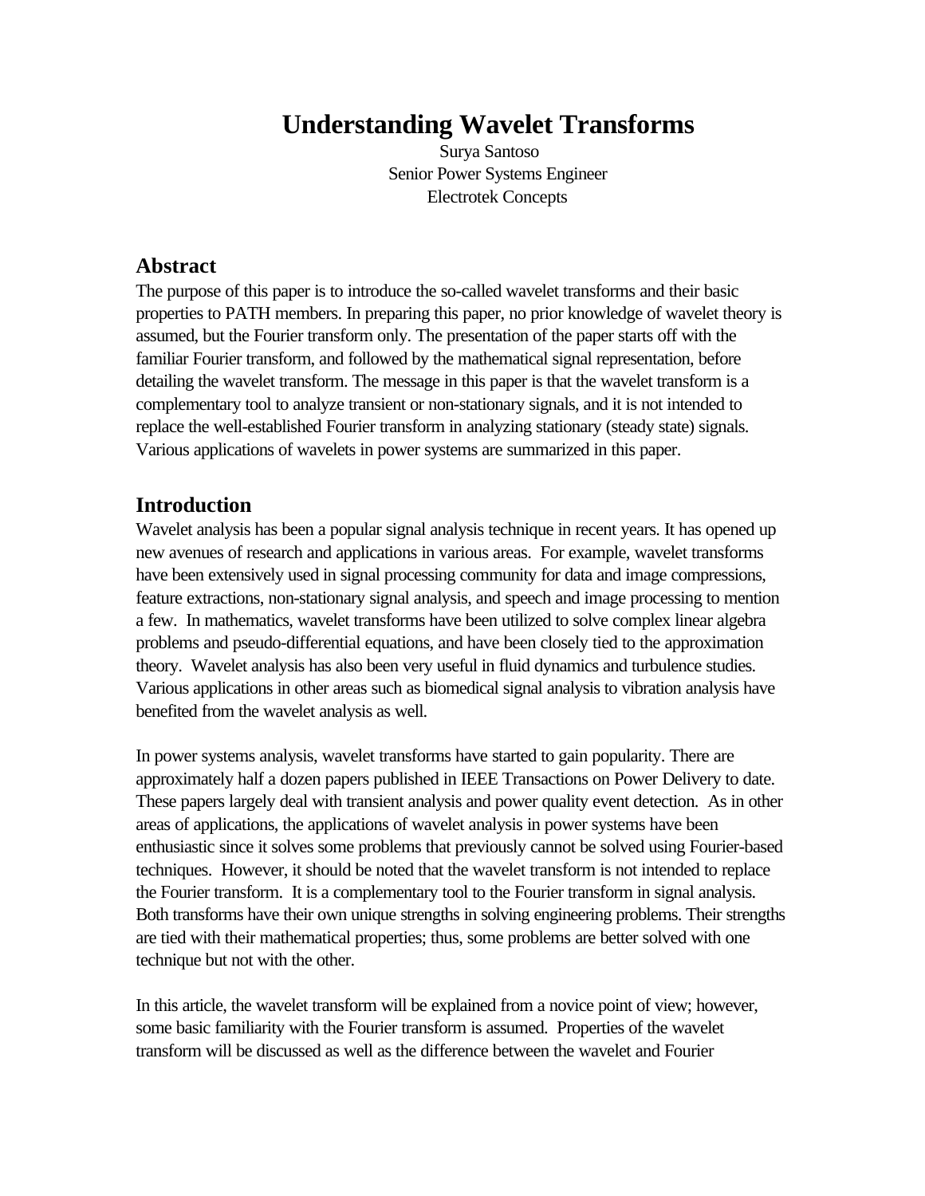# Understanding Wavelet Transforms

Surya Santoso
Senior Power Systems Engineer
Electrotek Concepts

## Abstract

The purpose of this paper is to introduce the so-called wavelet transforms and their basic properties to PATH members. In preparing this paper, no prior knowledge of wavelet theory is assumed, but the Fourier transform only. The presentation of the paper starts off with the familiar Fourier transform, and followed by the mathematical signal representation, before detailing the wavelet transform. The message in this paper is that the wavelet transform is a complementary tool to analyze transient or non-stationary signals, and it is not intended to replace the well-established Fourier transform in analyzing stationary (steady state) signals. Various applications of wavelets in power systems are summarized in this paper.

## Introduction

Wavelet analysis has been a popular signal analysis technique in recent years. It has opened up new avenues of research and applications in various areas. For example, wavelet transforms have been extensively used in signal processing community for data and image compressions, feature extractions, non-stationary signal analysis, and speech and image processing to mention a few. In mathematics, wavelet transforms have been utilized to solve complex linear algebra problems and pseudo-differential equations, and have been closely tied to the approximation theory. Wavelet analysis has also been very useful in fluid dynamics and turbulence studies. Various applications in other areas such as biomedical signal analysis to vibration analysis have benefited from the wavelet analysis as well.

In power systems analysis, wavelet transforms have started to gain popularity. There are approximately half a dozen papers published in IEEE Transactions on Power Delivery to date. These papers largely deal with transient analysis and power quality event detection. As in other areas of applications, the applications of wavelet analysis in power systems have been enthusiastic since it solves some problems that previously cannot be solved using Fourier-based techniques. However, it should be noted that the wavelet transform is not intended to replace the Fourier transform. It is a complementary tool to the Fourier transform in signal analysis. Both transforms have their own unique strengths in solving engineering problems. Their strengths are tied with their mathematical properties; thus, some problems are better solved with one technique but not with the other.

In this article, the wavelet transform will be explained from a novice point of view; however, some basic familiarity with the Fourier transform is assumed. Properties of the wavelet transform will be discussed as well as the difference between the wavelet and Fourier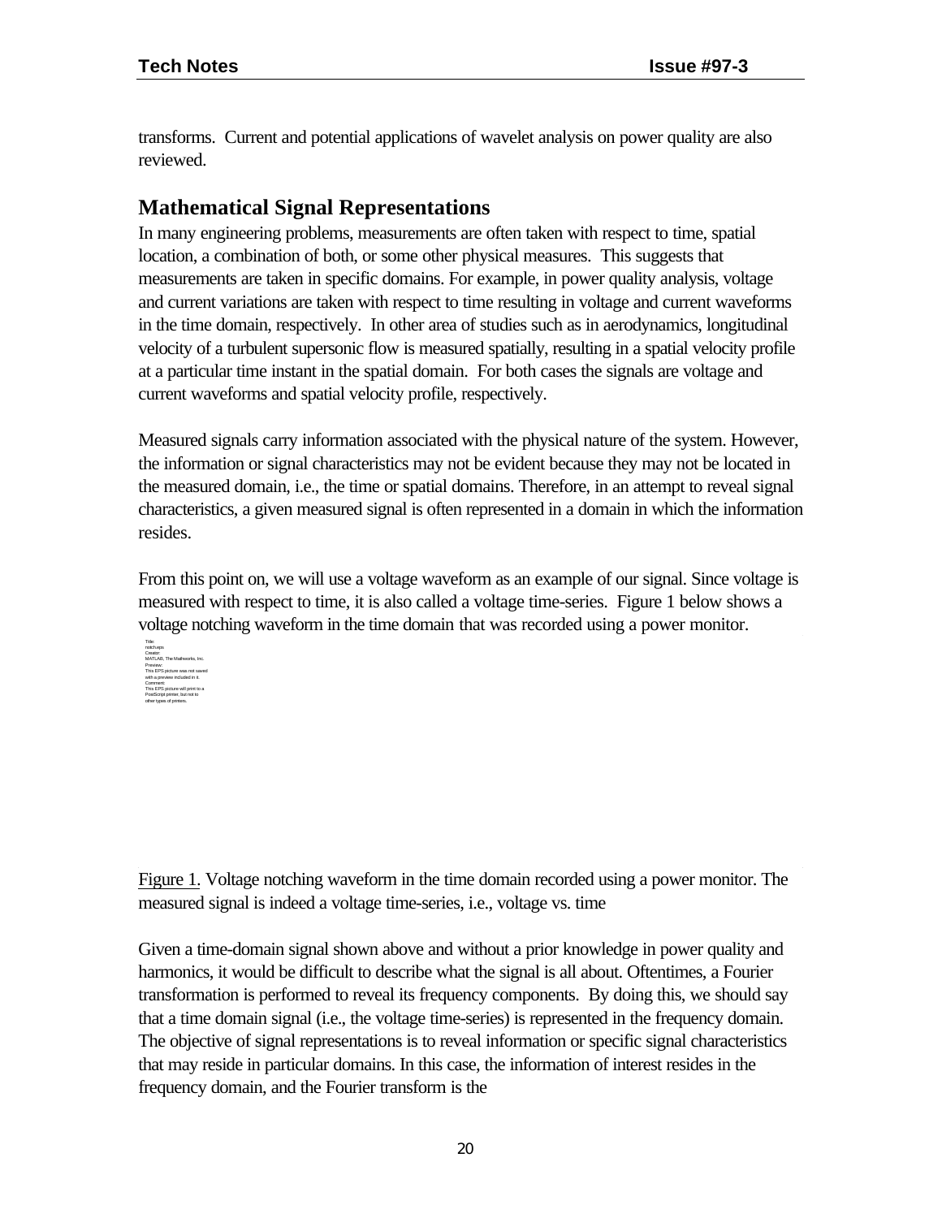transforms. Current and potential applications of wavelet analysis on power quality are also reviewed.

## Mathematical Signal Representations

In many engineering problems, measurements are often taken with respect to time, spatial location, a combination of both, or some other physical measures. This suggests that measurements are taken in specific domains. For example, in power quality analysis, voltage and current variations are taken with respect to time resulting in voltage and current waveforms in the time domain, respectively. In other area of studies such as in aerodynamics, longitudinal velocity of a turbulent supersonic flow is measured spatially, resulting in a spatial velocity profile at a particular time instant in the spatial domain. For both cases the signals are voltage and current waveforms and spatial velocity profile, respectively.

Measured signals carry information associated with the physical nature of the system. However, the information or signal characteristics may not be evident because they may not be located in the measured domain, i.e., the time or spatial domains. Therefore, in an attempt to reveal signal characteristics, a given measured signal is often represented in a domain in which the information resides.

From this point on, we will use a voltage waveform as an example of our signal. Since voltage is measured with respect to time, it is also called a voltage time-series. Figure 1 below shows a voltage notching waveform in the time domain that was recorded using a power monitor.

Title:
notch.eps
Creator:
MATLAB, The Mathworks, Inc.
Preview:
This EPS picture was not saved
with a preview included in it.
Comment:
This EPS picture will print to a
PostScript printer, but not to
other types of printers.

Figure 1. Voltage notching waveform in the time domain recorded using a power monitor. The measured signal is indeed a voltage time-series, i.e., voltage vs. time

Given a time-domain signal shown above and without a prior knowledge in power quality and harmonics, it would be difficult to describe what the signal is all about. Oftentimes, a Fourier transformation is performed to reveal its frequency components. By doing this, we should say that a time domain signal (i.e., the voltage time-series) is represented in the frequency domain. The objective of signal representations is to reveal information or specific signal characteristics that may reside in particular domains. In this case, the information of interest resides in the frequency domain, and the Fourier transform is the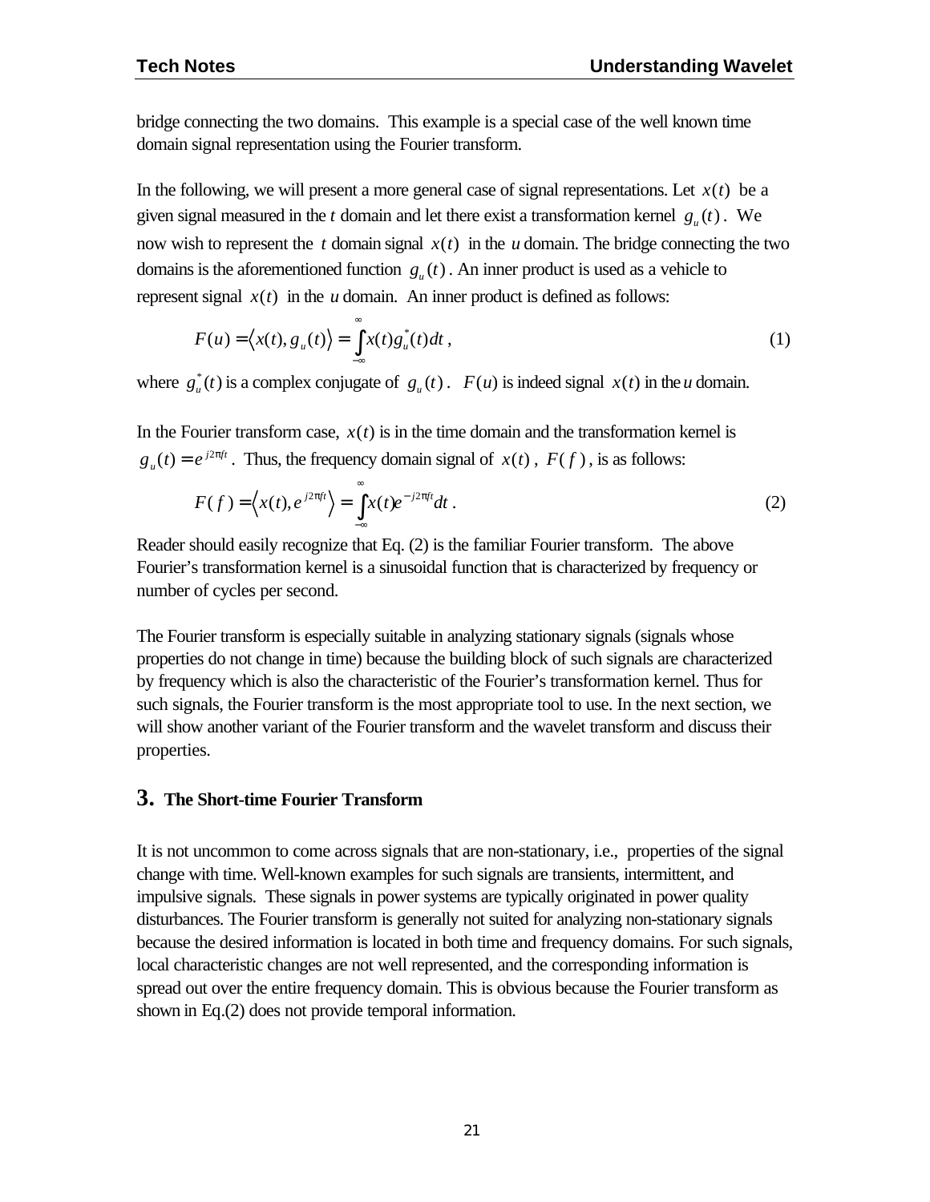bridge connecting the two domains. This example is a special case of the well known time domain signal representation using the Fourier transform.

In the following, we will present a more general case of signal representations. Let $x(t)$ be a given signal measured in the $t$ domain and let there exist a transformation kernel $g_u(t)$. We now wish to represent the $t$ domain signal $x(t)$ in the $u$ domain. The bridge connecting the two domains is the aforementioned function $g_u(t)$. An inner product is used as a vehicle to represent signal $x(t)$ in the $u$ domain. An inner product is defined as follows:

$$F(u) = \langle x(t), g_u(t) \rangle = \int_{-\infty}^{\infty} x(t) g_u^*(t) dt \, , \tag{1}$$

where $g_u^*(t)$ is a complex conjugate of $g_u(t)$. $F(u)$ is indeed signal $x(t)$ in the $u$ domain.

In the Fourier transform case, $x(t)$ is in the time domain and the transformation kernel is $g_u(t) = e^{j2\pi ft}$. Thus, the frequency domain signal of $x(t)$, $F(f)$, is as follows:

$$F(f) = \langle x(t), e^{j2\pi ft} \rangle = \int_{-\infty}^{\infty} x(t) e^{-j2\pi ft} dt \, . \tag{2}$$

Reader should easily recognize that Eq. (2) is the familiar Fourier transform. The above Fourier's transformation kernel is a sinusoidal function that is characterized by frequency or number of cycles per second.

The Fourier transform is especially suitable in analyzing stationary signals (signals whose properties do not change in time) because the building block of such signals are characterized by frequency which is also the characteristic of the Fourier's transformation kernel. Thus for such signals, the Fourier transform is the most appropriate tool to use. In the next section, we will show another variant of the Fourier transform and the wavelet transform and discuss their properties.

## 3. The Short-time Fourier Transform

It is not uncommon to come across signals that are non-stationary, i.e., properties of the signal change with time. Well-known examples for such signals are transients, intermittent, and impulsive signals. These signals in power systems are typically originated in power quality disturbances. The Fourier transform is generally not suited for analyzing non-stationary signals because the desired information is located in both time and frequency domains. For such signals, local characteristic changes are not well represented, and the corresponding information is spread out over the entire frequency domain. This is obvious because the Fourier transform as shown in Eq.(2) does not provide temporal information.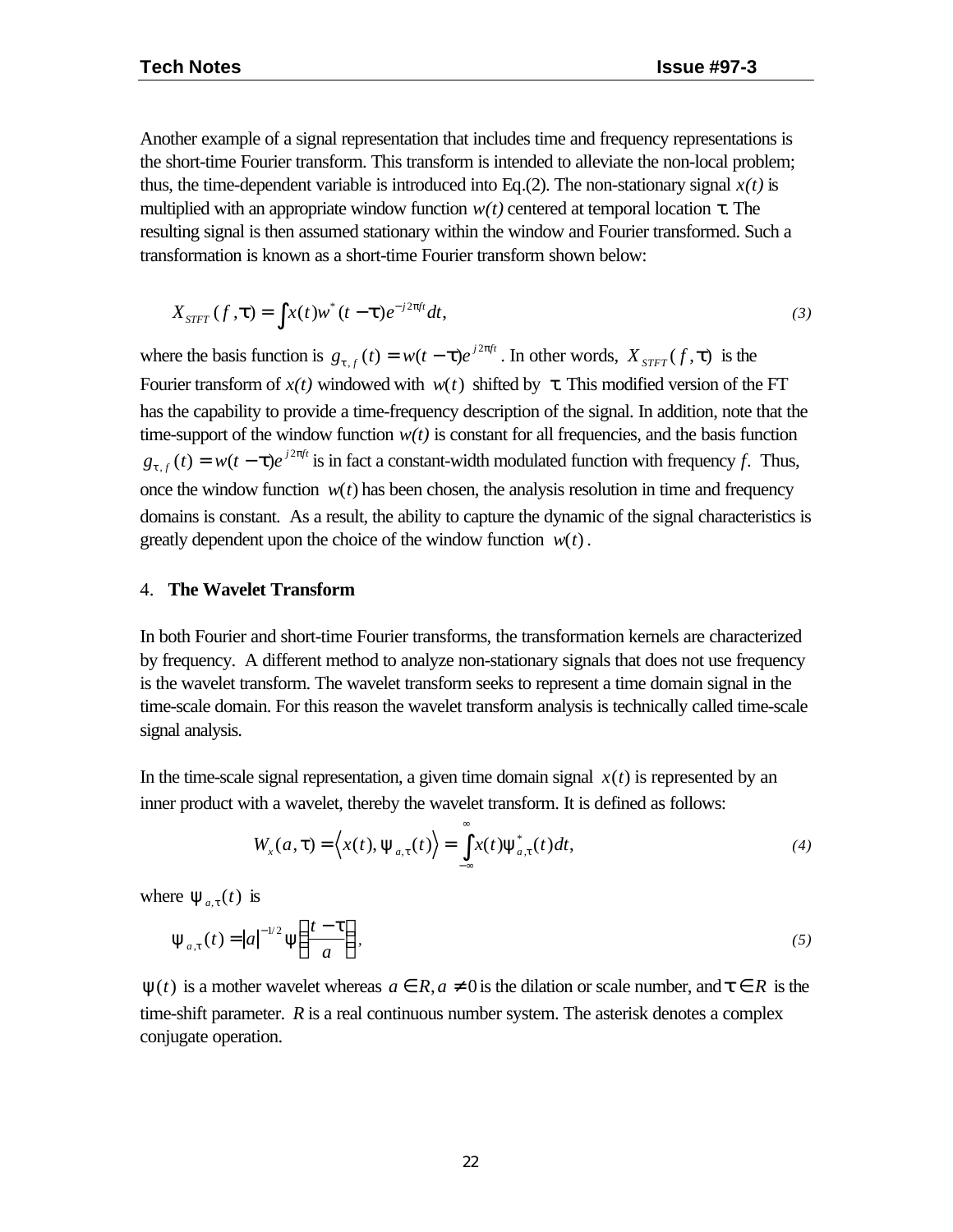Another example of a signal representation that includes time and frequency representations is the short-time Fourier transform. This transform is intended to alleviate the non-local problem; thus, the time-dependent variable is introduced into Eq.(2). The non-stationary signal *x(t)* is multiplied with an appropriate window function *w(t)* centered at temporal location τ. The resulting signal is then assumed stationary within the window and Fourier transformed. Such a transformation is known as a short-time Fourier transform shown below:

$$X_{STFT}(f,\tau) = \int x(t) w^{*}(t-\tau) e^{-j2\pi ft} dt, \tag{3}$$

where the basis function is $g_{\tau,f}(t) = w(t-\tau)e^{j2\pi ft}$. In other words, $X_{STFT}(f,\tau)$ is the Fourier transform of *x(t)* windowed with $w(t)$ shifted by τ. This modified version of the FT has the capability to provide a time-frequency description of the signal. In addition, note that the time-support of the window function *w(t)* is constant for all frequencies, and the basis function $g_{\tau,f}(t) = w(t-\tau)e^{j2\pi ft}$ is in fact a constant-width modulated function with frequency *f*. Thus, once the window function $w(t)$ has been chosen, the analysis resolution in time and frequency domains is constant. As a result, the ability to capture the dynamic of the signal characteristics is greatly dependent upon the choice of the window function $w(t)$.

## 4. **The Wavelet Transform**

In both Fourier and short-time Fourier transforms, the transformation kernels are characterized by frequency. A different method to analyze non-stationary signals that does not use frequency is the wavelet transform. The wavelet transform seeks to represent a time domain signal in the time-scale domain. For this reason the wavelet transform analysis is technically called time-scale signal analysis.

In the time-scale signal representation, a given time domain signal $x(t)$ is represented by an inner product with a wavelet, thereby the wavelet transform. It is defined as follows:

$$W_x(a,\tau) = \left\langle x(t), \psi_{a,\tau}(t) \right\rangle = \int_{-\infty}^{\infty} x(t) \psi^{*}_{a,\tau}(t) dt, \tag{4}$$

where $\psi_{a,\tau}(t)$ is

$$\psi_{a,\tau}(t) = |a|^{-1/2} \psi\left(\frac{t-\tau}{a}\right), \tag{5}$$

$\psi(t)$ is a mother wavelet whereas $a \in R, a \neq 0$ is the dilation or scale number, and $\tau \in R$ is the time-shift parameter. *R* is a real continuous number system. The asterisk denotes a complex conjugate operation.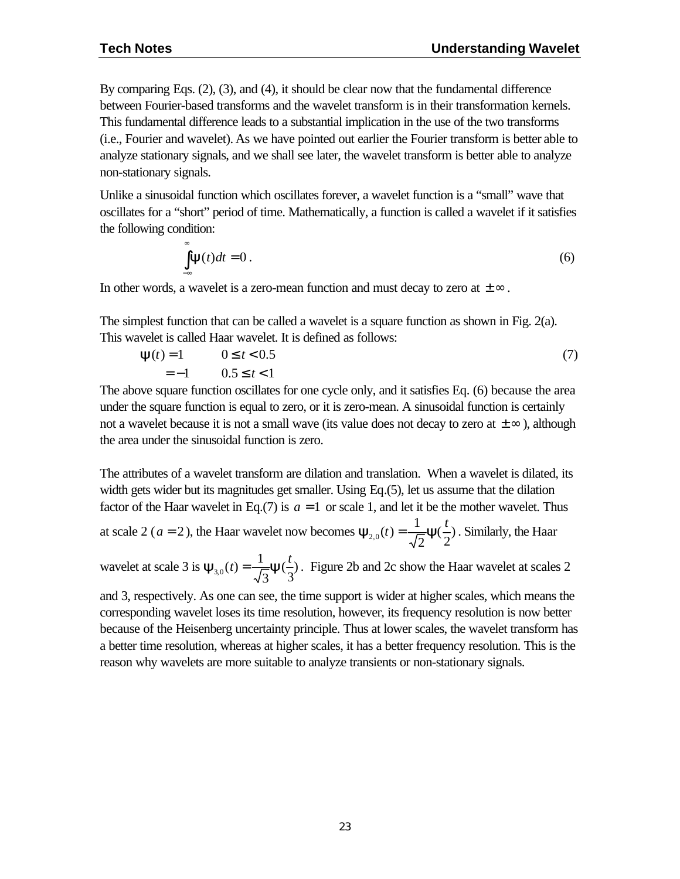By comparing Eqs. (2), (3), and (4), it should be clear now that the fundamental difference between Fourier-based transforms and the wavelet transform is in their transformation kernels. This fundamental difference leads to a substantial implication in the use of the two transforms (i.e., Fourier and wavelet). As we have pointed out earlier the Fourier transform is better able to analyze stationary signals, and we shall see later, the wavelet transform is better able to analyze non-stationary signals.

Unlike a sinusoidal function which oscillates forever, a wavelet function is a "small" wave that oscillates for a "short" period of time. Mathematically, a function is called a wavelet if it satisfies the following condition:

$$\int_{-\infty}^{\infty} \psi(t)dt = 0 . \tag{6}$$

In other words, a wavelet is a zero-mean function and must decay to zero at $\pm\infty$.

The simplest function that can be called a wavelet is a square function as shown in Fig. 2(a). This wavelet is called Haar wavelet. It is defined as follows:

$$\begin{aligned} \psi(t) &= 1 \qquad 0 \le t < 0.5 \\ &= -1 \qquad 0.5 \le t < 1 \end{aligned} \tag{7}$$

The above square function oscillates for one cycle only, and it satisfies Eq. (6) because the area under the square function is equal to zero, or it is zero-mean. A sinusoidal function is certainly not a wavelet because it is not a small wave (its value does not decay to zero at $\pm\infty$), although the area under the sinusoidal function is zero.

The attributes of a wavelet transform are dilation and translation. When a wavelet is dilated, its width gets wider but its magnitudes get smaller. Using Eq.(5), let us assume that the dilation factor of the Haar wavelet in Eq.(7) is $a = 1$ or scale 1, and let it be the mother wavelet. Thus at scale 2 ($a = 2$), the Haar wavelet now becomes $\psi_{2,0}(t) = \frac{1}{\sqrt{2}}\psi(\frac{t}{2})$. Similarly, the Haar wavelet at scale 3 is $\psi_{3,0}(t) = \frac{1}{\sqrt{3}}\psi(\frac{t}{3})$. Figure 2b and 2c show the Haar wavelet at scales 2 and 3, respectively. As one can see, the time support is wider at higher scales, which means the corresponding wavelet loses its time resolution, however, its frequency resolution is now better because of the Heisenberg uncertainty principle. Thus at lower scales, the wavelet transform has a better time resolution, whereas at higher scales, it has a better frequency resolution. This is the reason why wavelets are more suitable to analyze transients or non-stationary signals.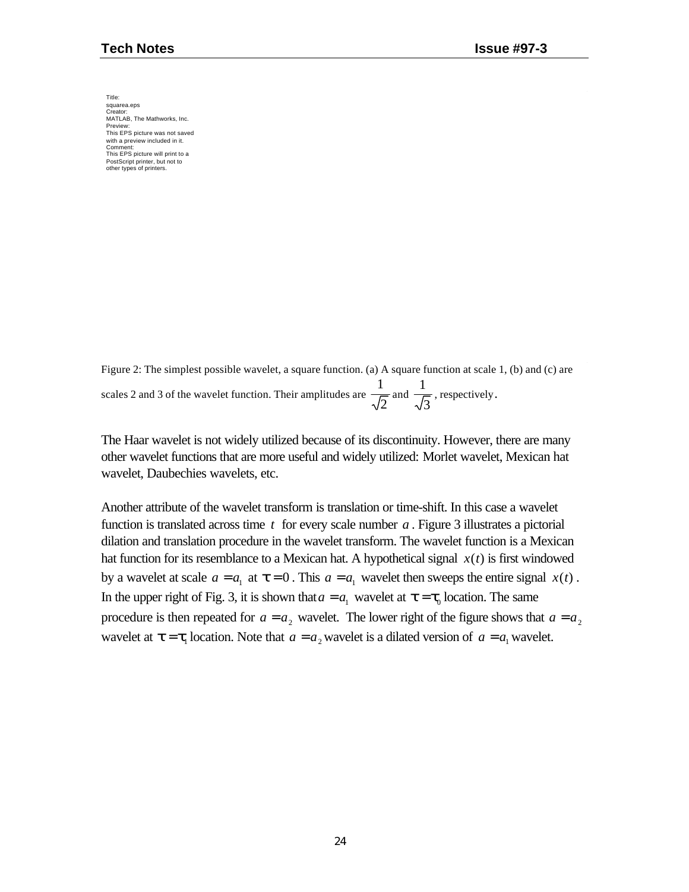Title:
squarea.eps
Creator:
MATLAB, The Mathworks, Inc.
Preview:
This EPS picture was not saved
with a preview included in it.
Comment:
This EPS picture will print to a
PostScript printer, but not to
other types of printers.

Figure 2: The simplest possible wavelet, a square function. (a) A square function at scale 1, (b) and (c) are scales 2 and 3 of the wavelet function. Their amplitudes are $\frac{1}{\sqrt{2}}$ and $\frac{1}{\sqrt{3}}$, respectively.

The Haar wavelet is not widely utilized because of its discontinuity. However, there are many other wavelet functions that are more useful and widely utilized: Morlet wavelet, Mexican hat wavelet, Daubechies wavelets, etc.

Another attribute of the wavelet transform is translation or time-shift. In this case a wavelet function is translated across time $t$ for every scale number $a$. Figure 3 illustrates a pictorial dilation and translation procedure in the wavelet transform. The wavelet function is a Mexican hat function for its resemblance to a Mexican hat. A hypothetical signal $x(t)$ is first windowed by a wavelet at scale $a = a_1$ at $\tau = 0$. This $a = a_1$ wavelet then sweeps the entire signal $x(t)$. In the upper right of Fig. 3, it is shown that $a = a_1$ wavelet at $\tau = \tau_0$ location. The same procedure is then repeated for $a = a_2$ wavelet. The lower right of the figure shows that $a = a_2$ wavelet at $\tau = \tau_1$ location. Note that $a = a_2$ wavelet is a dilated version of $a = a_1$ wavelet.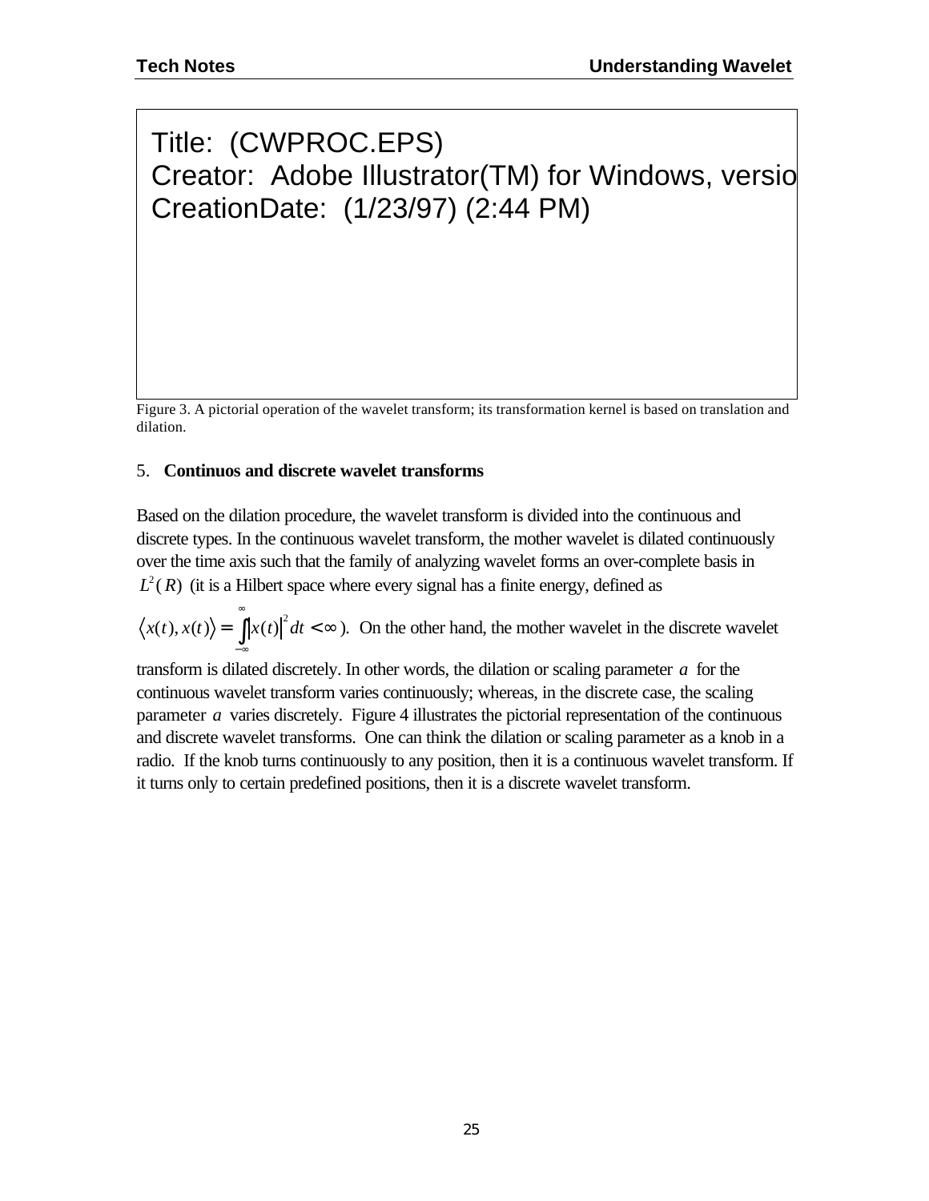Title: (CWPROC.EPS)
Creator: Adobe Illustrator(TM) for Windows, versio
CreationDate: (1/23/97) (2:44 PM)

Figure 3. A pictorial operation of the wavelet transform; its transformation kernel is based on translation and dilation.

## 5. **Continuos and discrete wavelet transforms**

Based on the dilation procedure, the wavelet transform is divided into the continuous and discrete types. In the continuous wavelet transform, the mother wavelet is dilated continuously over the time axis such that the family of analyzing wavelet forms an over-complete basis in $L^2(R)$ (it is a Hilbert space where every signal has a finite energy, defined as $\langle x(t), x(t) \rangle = \int_{-\infty}^{\infty} |x(t)|^2 dt < \infty$ ). On the other hand, the mother wavelet in the discrete wavelet transform is dilated discretely. In other words, the dilation or scaling parameter $a$ for the continuous wavelet transform varies continuously; whereas, in the discrete case, the scaling parameter $a$ varies discretely. Figure 4 illustrates the pictorial representation of the continuous and discrete wavelet transforms. One can think the dilation or scaling parameter as a knob in a radio. If the knob turns continuously to any position, then it is a continuous wavelet transform. If it turns only to certain predefined positions, then it is a discrete wavelet transform.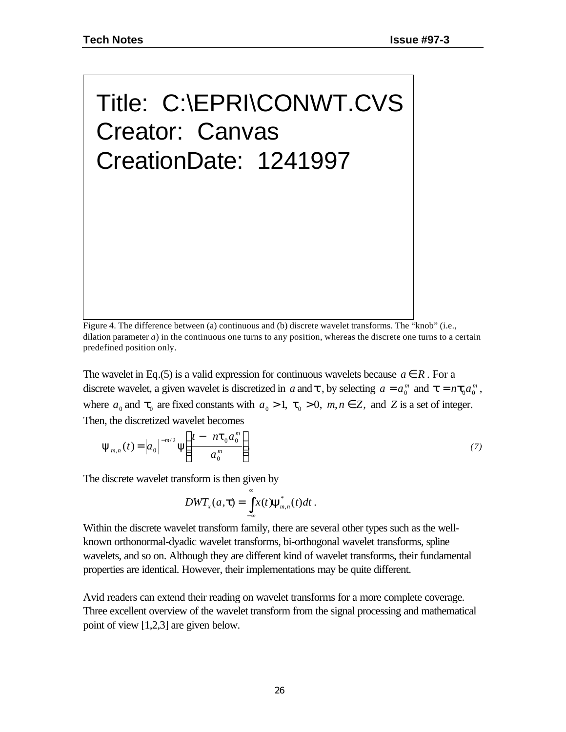Title: C:\EPRI\CONWT.CVS
Creator: Canvas
CreationDate: 1241997

Figure 4. The difference between (a) continuous and (b) discrete wavelet transforms. The "knob" (i.e., dilation parameter $a$) in the continuous one turns to any position, whereas the discrete one turns to a certain predefined position only.

The wavelet in Eq.(5) is a valid expression for continuous wavelets because $a \in R$. For a discrete wavelet, a given wavelet is discretized in $a$ and $\tau$, by selecting $a = a_0^m$ and $\tau = n\tau_0 a_0^m$, where $a_0$ and $\tau_0$ are fixed constants with $a_0 > 1$, $\tau_0 > 0$, $m, n \in Z$, and $Z$ is a set of integer. Then, the discretized wavelet becomes

$$\psi_{m,n}(t) = \left| a_0 \right|^{-m/2} \psi\left( \frac{t - n\tau_0 a_0^m}{a_0^m} \right). \tag{7}$$

The discrete wavelet transform is then given by

$$DWT_x(a,\tau) = \int_{-\infty}^{\infty} x(t)\psi_{m,n}^*(t)dt .$$

Within the discrete wavelet transform family, there are several other types such as the well-known orthonormal-dyadic wavelet transforms, bi-orthogonal wavelet transforms, spline wavelets, and so on. Although they are different kind of wavelet transforms, their fundamental properties are identical. However, their implementations may be quite different.

Avid readers can extend their reading on wavelet transforms for a more complete coverage. Three excellent overview of the wavelet transform from the signal processing and mathematical point of view [1,2,3] are given below.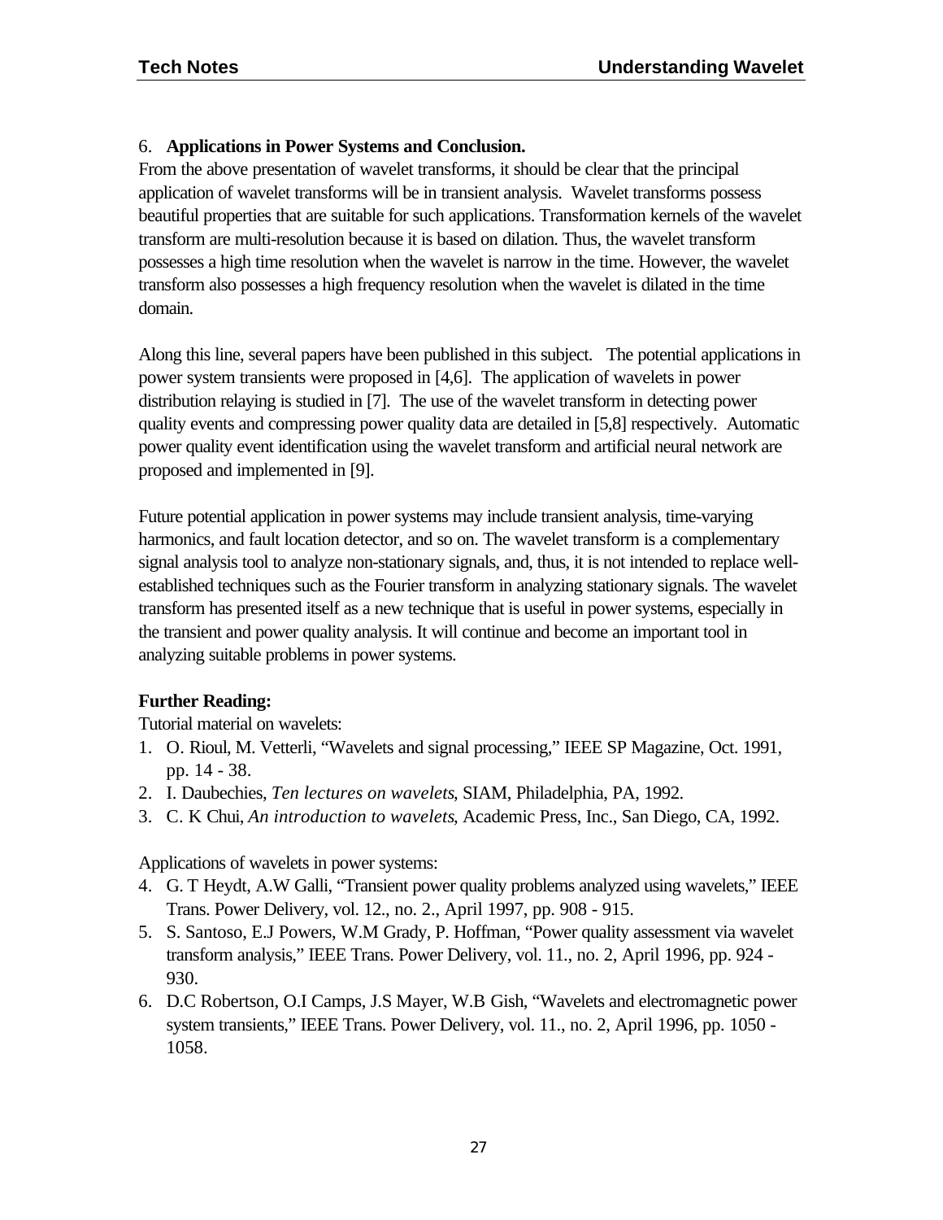## 6. Applications in Power Systems and Conclusion.

From the above presentation of wavelet transforms, it should be clear that the principal application of wavelet transforms will be in transient analysis. Wavelet transforms possess beautiful properties that are suitable for such applications. Transformation kernels of the wavelet transform are multi-resolution because it is based on dilation. Thus, the wavelet transform possesses a high time resolution when the wavelet is narrow in the time. However, the wavelet transform also possesses a high frequency resolution when the wavelet is dilated in the time domain.

Along this line, several papers have been published in this subject. The potential applications in power system transients were proposed in [4,6]. The application of wavelets in power distribution relaying is studied in [7]. The use of the wavelet transform in detecting power quality events and compressing power quality data are detailed in [5,8] respectively. Automatic power quality event identification using the wavelet transform and artificial neural network are proposed and implemented in [9].

Future potential application in power systems may include transient analysis, time-varying harmonics, and fault location detector, and so on. The wavelet transform is a complementary signal analysis tool to analyze non-stationary signals, and, thus, it is not intended to replace well-established techniques such as the Fourier transform in analyzing stationary signals. The wavelet transform has presented itself as a new technique that is useful in power systems, especially in the transient and power quality analysis. It will continue and become an important tool in analyzing suitable problems in power systems.

**Further Reading:**

Tutorial material on wavelets:

1. O. Rioul, M. Vetterli, "Wavelets and signal processing," IEEE SP Magazine, Oct. 1991, pp. 14 - 38.
2. I. Daubechies, *Ten lectures on wavelets*, SIAM, Philadelphia, PA, 1992.
3. C. K Chui, *An introduction to wavelets*, Academic Press, Inc., San Diego, CA, 1992.

Applications of wavelets in power systems:

4. G. T Heydt, A.W Galli, "Transient power quality problems analyzed using wavelets," IEEE Trans. Power Delivery, vol. 12., no. 2., April 1997, pp. 908 - 915.
5. S. Santoso, E.J Powers, W.M Grady, P. Hoffman, "Power quality assessment via wavelet transform analysis," IEEE Trans. Power Delivery, vol. 11., no. 2, April 1996, pp. 924 - 930.
6. D.C Robertson, O.I Camps, J.S Mayer, W.B Gish, "Wavelets and electromagnetic power system transients," IEEE Trans. Power Delivery, vol. 11., no. 2, April 1996, pp. 1050 - 1058.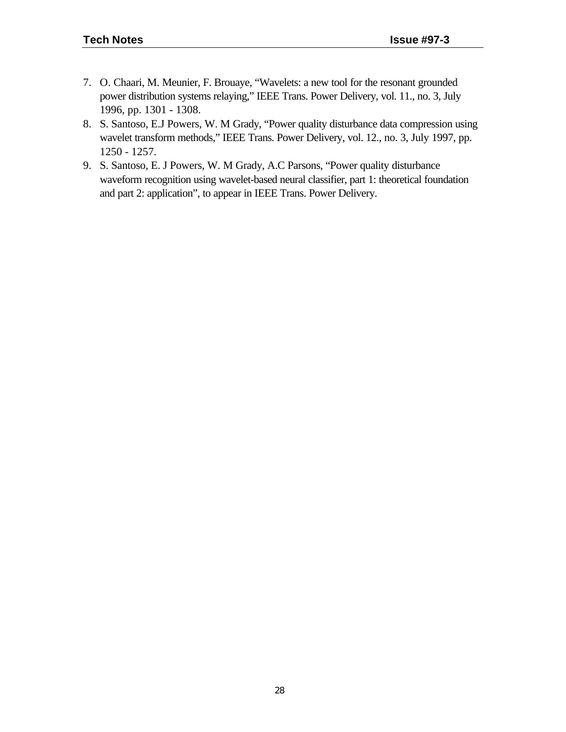7. O. Chaari, M. Meunier, F. Brouaye, “Wavelets: a new tool for the resonant grounded power distribution systems relaying,” IEEE Trans. Power Delivery, vol. 11., no. 3, July 1996, pp. 1301 - 1308.
8. S. Santoso, E.J Powers, W. M Grady, “Power quality disturbance data compression using wavelet transform methods,” IEEE Trans. Power Delivery, vol. 12., no. 3, July 1997, pp. 1250 - 1257.
9. S. Santoso, E. J Powers, W. M Grady, A.C Parsons, “Power quality disturbance waveform recognition using wavelet-based neural classifier, part 1: theoretical foundation and part 2: application”, to appear in IEEE Trans. Power Delivery.